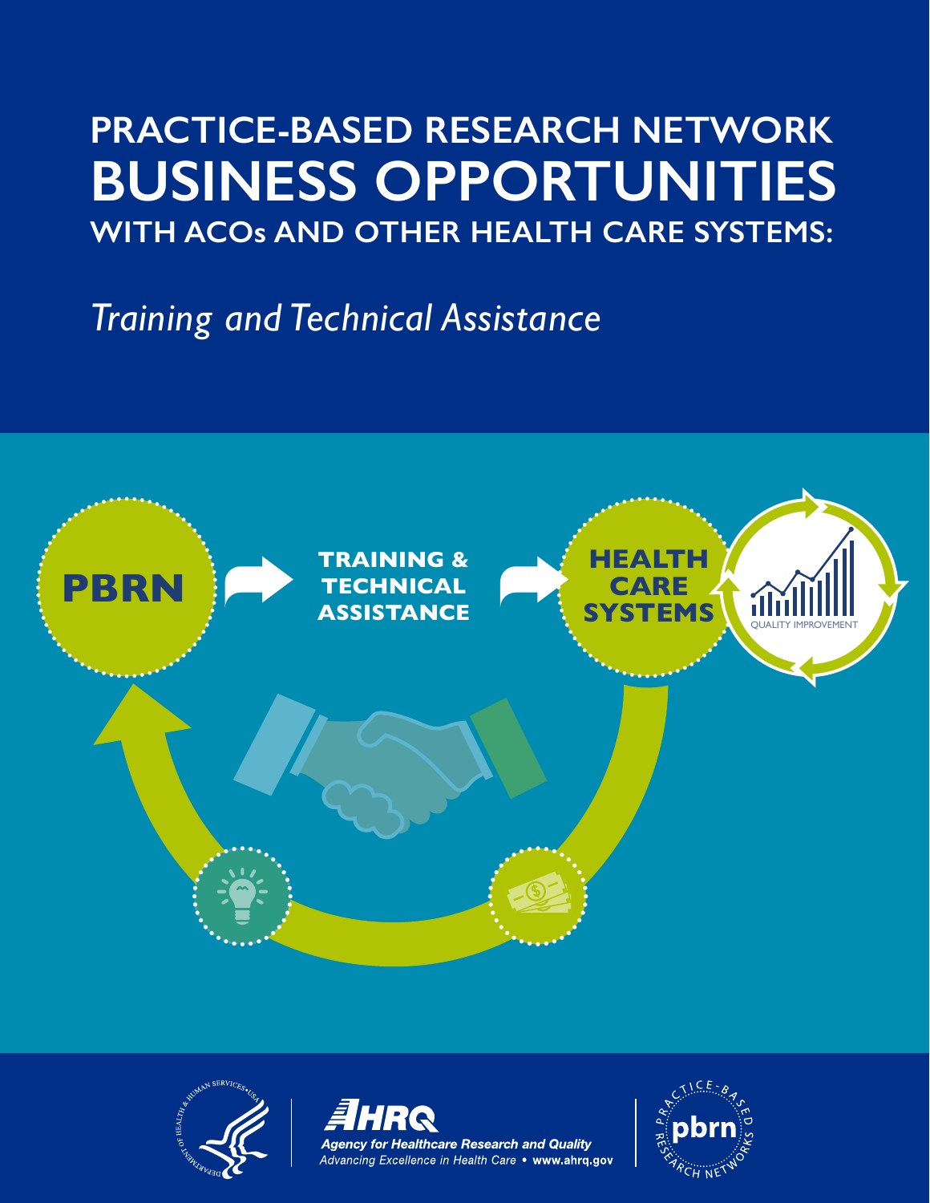# PRACTICE-BASED RESEARCH NETWORK BUSINESS OPPORTUNITIES WITH ACOs AND OTHER HEALTH CARE SYSTEMS:

*Training and Technical Assistance*

PBRN

TRAINING & TECHNICAL ASSISTANCE

HEALTH CARE SYSTEMS

QUALITY IMPROVEMENT

Agency for Healthcare Research and Quality

*Advancing Excellence in Health Care* • **www.ahrq.gov**

PRACTICE-BASED RESEARCH NETWORKS

pbrn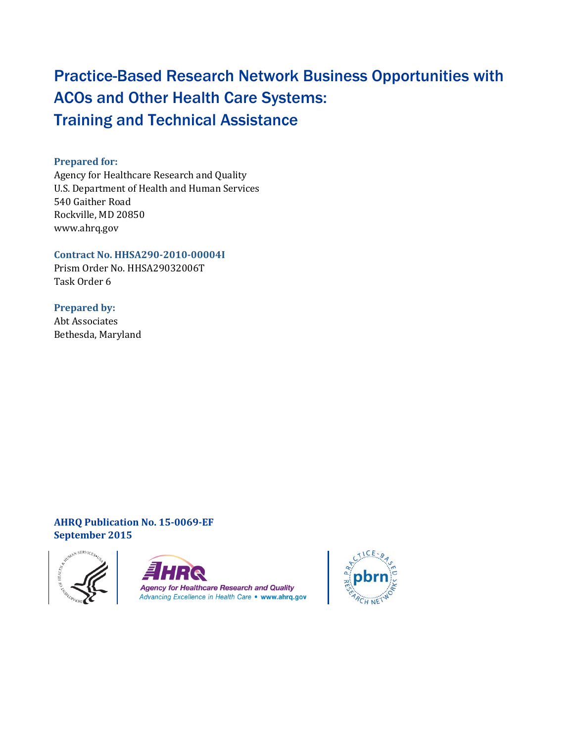# Practice-Based Research Network Business Opportunities with ACOs and Other Health Care Systems: Training and Technical Assistance

**Prepared for:**
Agency for Healthcare Research and Quality
U.S. Department of Health and Human Services
540 Gaither Road
Rockville, MD 20850
www.ahrq.gov

**Contract No. HHSA290-2010-00004I**
Prism Order No. HHSA29032006T
Task Order 6

**Prepared by:**
Abt Associates
Bethesda, Maryland

**AHRQ Publication No. 15-0069-EF**
**September 2015**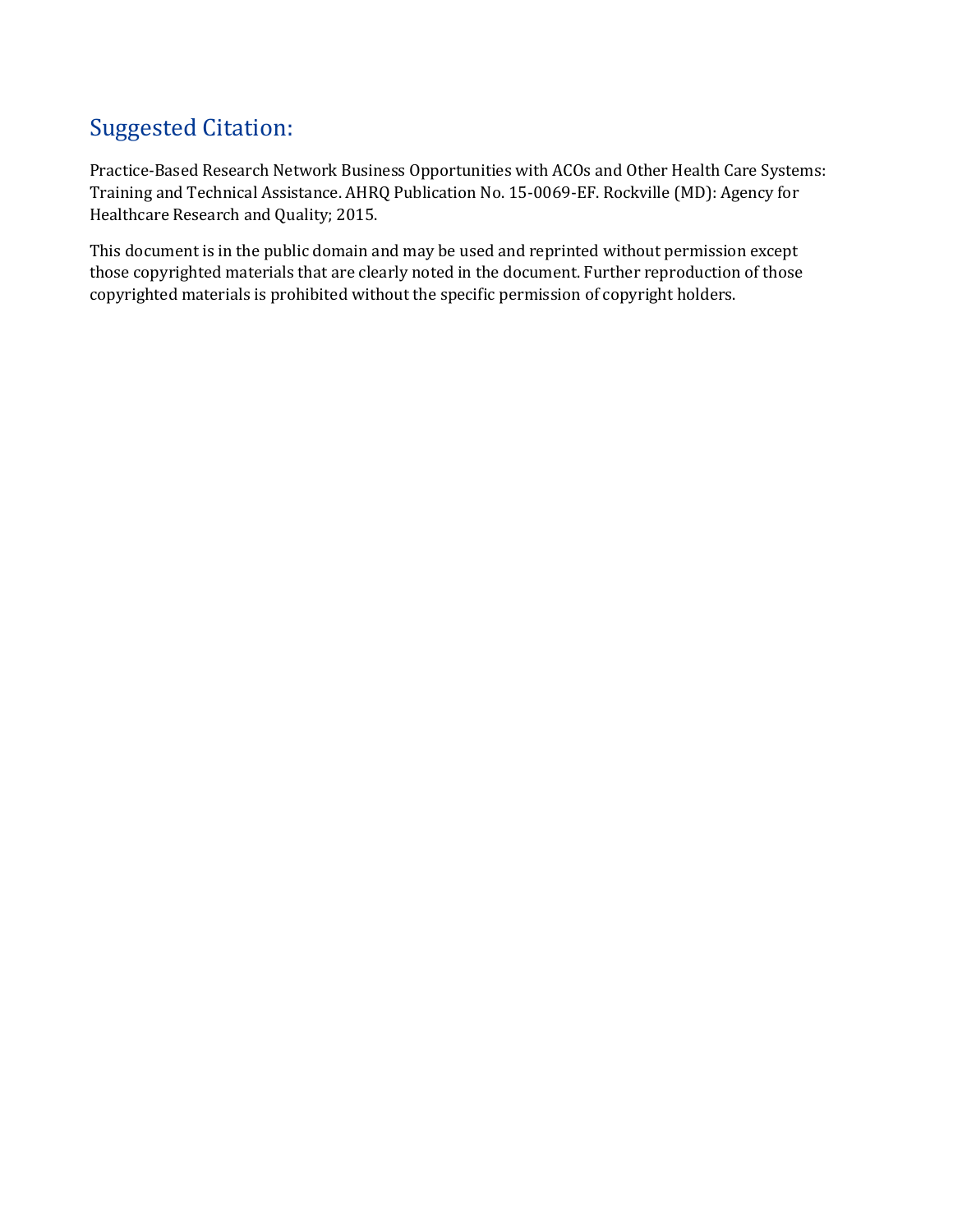## Suggested Citation:

Practice-Based Research Network Business Opportunities with ACOs and Other Health Care Systems: Training and Technical Assistance. AHRQ Publication No. 15-0069-EF. Rockville (MD): Agency for Healthcare Research and Quality; 2015.

This document is in the public domain and may be used and reprinted without permission except those copyrighted materials that are clearly noted in the document. Further reproduction of those copyrighted materials is prohibited without the specific permission of copyright holders.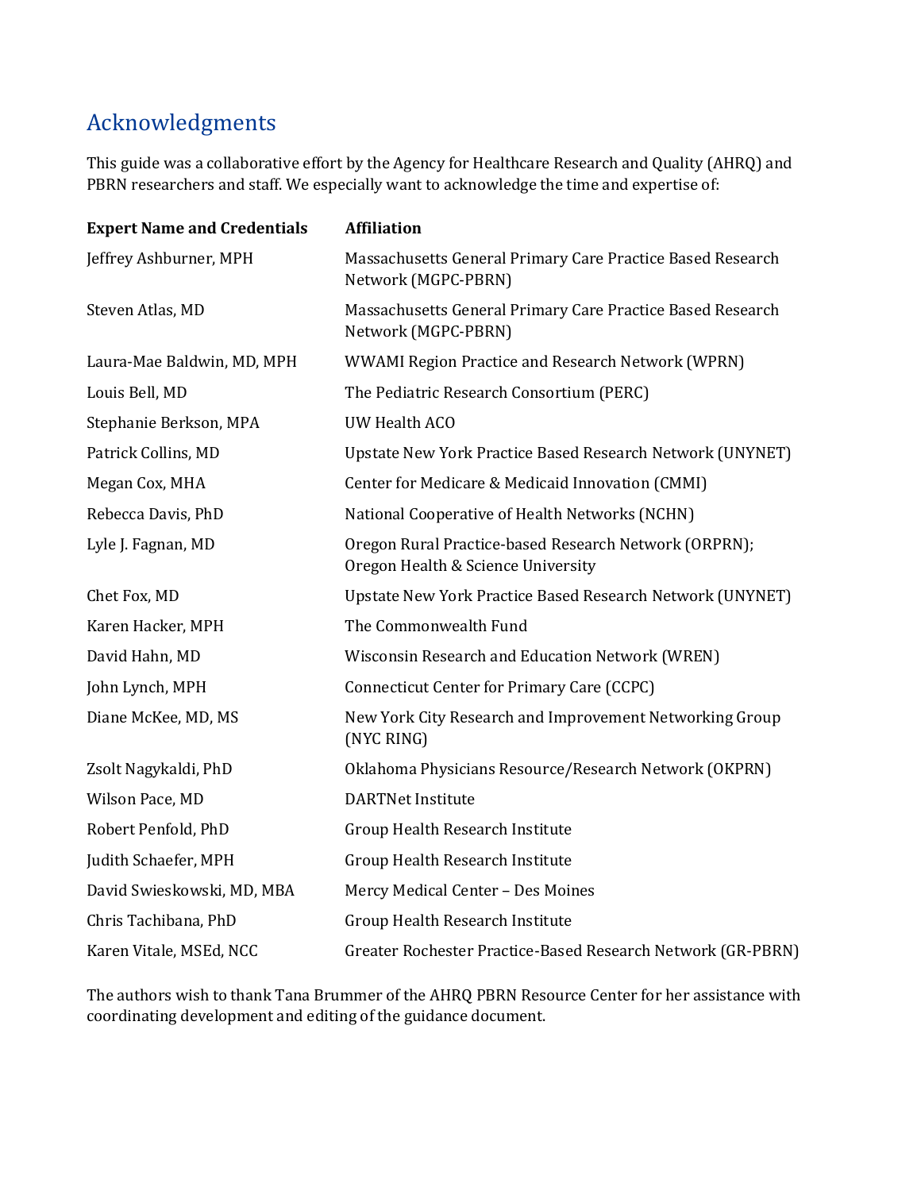## Acknowledgments

This guide was a collaborative effort by the Agency for Healthcare Research and Quality (AHRQ) and PBRN researchers and staff. We especially want to acknowledge the time and expertise of:

| Expert Name and Credentials | Affiliation |
| --- | --- |
| Jeffrey Ashburner, MPH | Massachusetts General Primary Care Practice Based Research Network (MGPC-PBRN) |
| Steven Atlas, MD | Massachusetts General Primary Care Practice Based Research Network (MGPC-PBRN) |
| Laura-Mae Baldwin, MD, MPH | WWAMI Region Practice and Research Network (WPRN) |
| Louis Bell, MD | The Pediatric Research Consortium (PERC) |
| Stephanie Berkson, MPA | UW Health ACO |
| Patrick Collins, MD | Upstate New York Practice Based Research Network (UNYNET) |
| Megan Cox, MHA | Center for Medicare & Medicaid Innovation (CMMI) |
| Rebecca Davis, PhD | National Cooperative of Health Networks (NCHN) |
| Lyle J. Fagnan, MD | Oregon Rural Practice-based Research Network (ORPRN); Oregon Health & Science University |
| Chet Fox, MD | Upstate New York Practice Based Research Network (UNYNET) |
| Karen Hacker, MPH | The Commonwealth Fund |
| David Hahn, MD | Wisconsin Research and Education Network (WREN) |
| John Lynch, MPH | Connecticut Center for Primary Care (CCPC) |
| Diane McKee, MD, MS | New York City Research and Improvement Networking Group (NYC RING) |
| Zsolt Nagykaldi, PhD | Oklahoma Physicians Resource/Research Network (OKPRN) |
| Wilson Pace, MD | DARTNet Institute |
| Robert Penfold, PhD | Group Health Research Institute |
| Judith Schaefer, MPH | Group Health Research Institute |
| David Swieskowski, MD, MBA | Mercy Medical Center – Des Moines |
| Chris Tachibana, PhD | Group Health Research Institute |
| Karen Vitale, MSEd, NCC | Greater Rochester Practice-Based Research Network (GR-PBRN) |

The authors wish to thank Tana Brummer of the AHRQ PBRN Resource Center for her assistance with coordinating development and editing of the guidance document.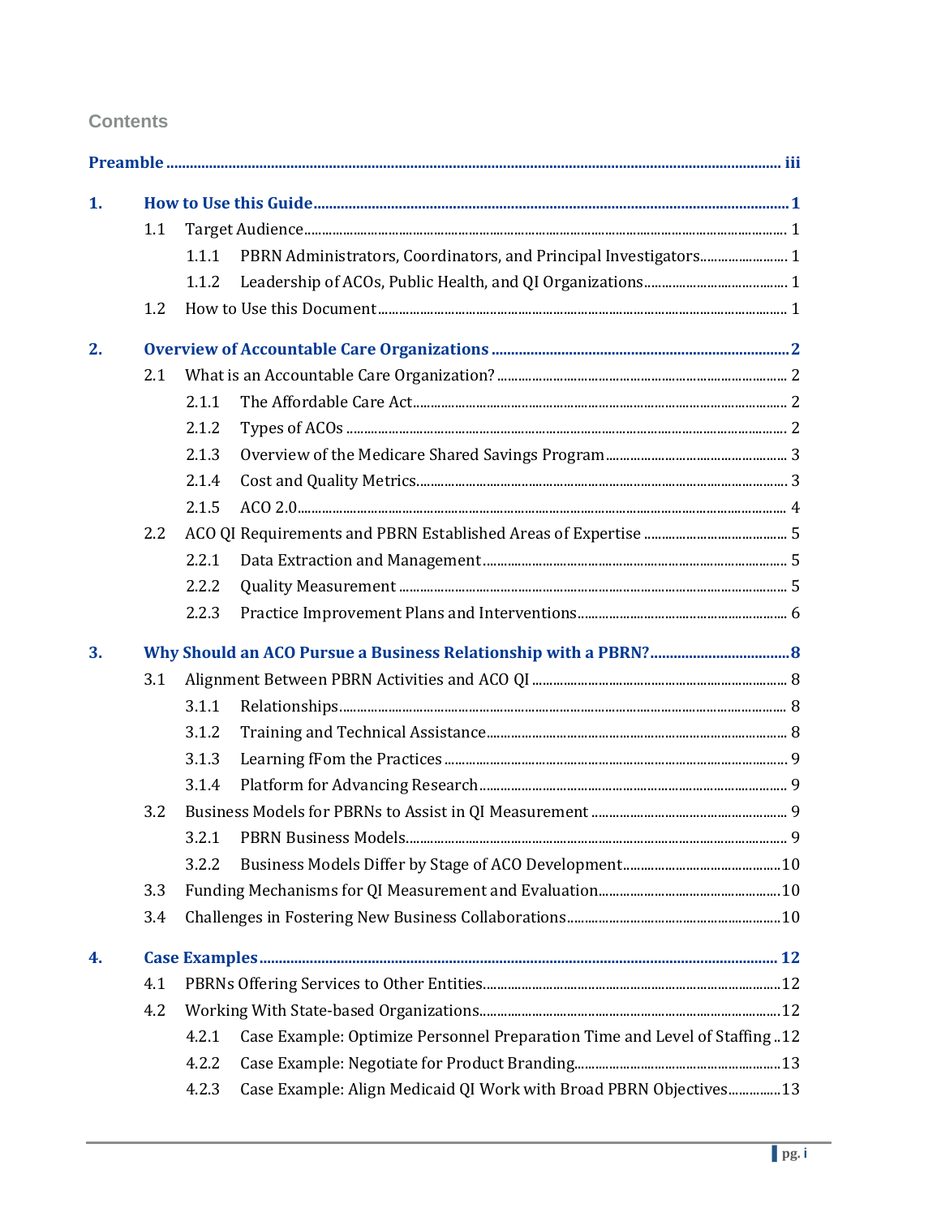## Contents

**Preamble** ..... iii

**1. How to Use this Guide** ..... 1

- 1.1 Target Audience ..... 1
  - 1.1.1 PBRN Administrators, Coordinators, and Principal Investigators ..... 1
  - 1.1.2 Leadership of ACOs, Public Health, and QI Organizations ..... 1
- 1.2 How to Use this Document ..... 1

**2. Overview of Accountable Care Organizations** ..... 2

- 2.1 What is an Accountable Care Organization? ..... 2
  - 2.1.1 The Affordable Care Act ..... 2
  - 2.1.2 Types of ACOs ..... 2
  - 2.1.3 Overview of the Medicare Shared Savings Program ..... 3
  - 2.1.4 Cost and Quality Metrics ..... 3
  - 2.1.5 ACO 2.0 ..... 4
- 2.2 ACO QI Requirements and PBRN Established Areas of Expertise ..... 5
  - 2.2.1 Data Extraction and Management ..... 5
  - 2.2.2 Quality Measurement ..... 5
  - 2.2.3 Practice Improvement Plans and Interventions ..... 6

**3. Why Should an ACO Pursue a Business Relationship with a PBRN?** ..... 8

- 3.1 Alignment Between PBRN Activities and ACO QI ..... 8
  - 3.1.1 Relationships ..... 8
  - 3.1.2 Training and Technical Assistance ..... 8
  - 3.1.3 Learning fFom the Practices ..... 9
  - 3.1.4 Platform for Advancing Research ..... 9
- 3.2 Business Models for PBRNs to Assist in QI Measurement ..... 9
  - 3.2.1 PBRN Business Models ..... 9
  - 3.2.2 Business Models Differ by Stage of ACO Development ..... 10
- 3.3 Funding Mechanisms for QI Measurement and Evaluation ..... 10
- 3.4 Challenges in Fostering New Business Collaborations ..... 10

**4. Case Examples** ..... 12

- 4.1 PBRNs Offering Services to Other Entities ..... 12
- 4.2 Working With State-based Organizations ..... 12
  - 4.2.1 Case Example: Optimize Personnel Preparation Time and Level of Staffing ..... 12
  - 4.2.2 Case Example: Negotiate for Product Branding ..... 13
  - 4.2.3 Case Example: Align Medicaid QI Work with Broad PBRN Objectives ..... 13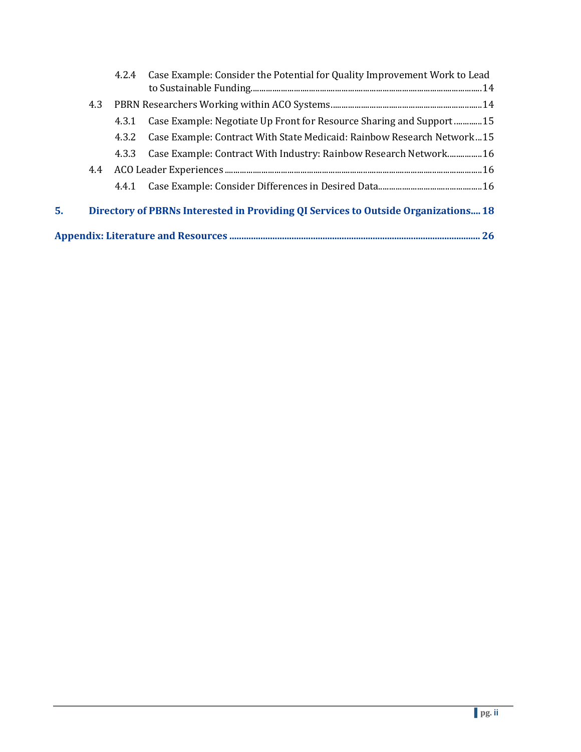4.2.4 Case Example: Consider the Potential for Quality Improvement Work to Lead to Sustainable Funding.......14

4.3 PBRN Researchers Working within ACO Systems.......14

4.3.1 Case Example: Negotiate Up Front for Resource Sharing and Support.......15

4.3.2 Case Example: Contract With State Medicaid: Rainbow Research Network...15

4.3.3 Case Example: Contract With Industry: Rainbow Research Network.......16

4.4 ACO Leader Experiences.......16

4.4.1 Case Example: Consider Differences in Desired Data.......16

**5. Directory of PBRNs Interested in Providing QI Services to Outside Organizations.... 18**

**Appendix: Literature and Resources....... 26**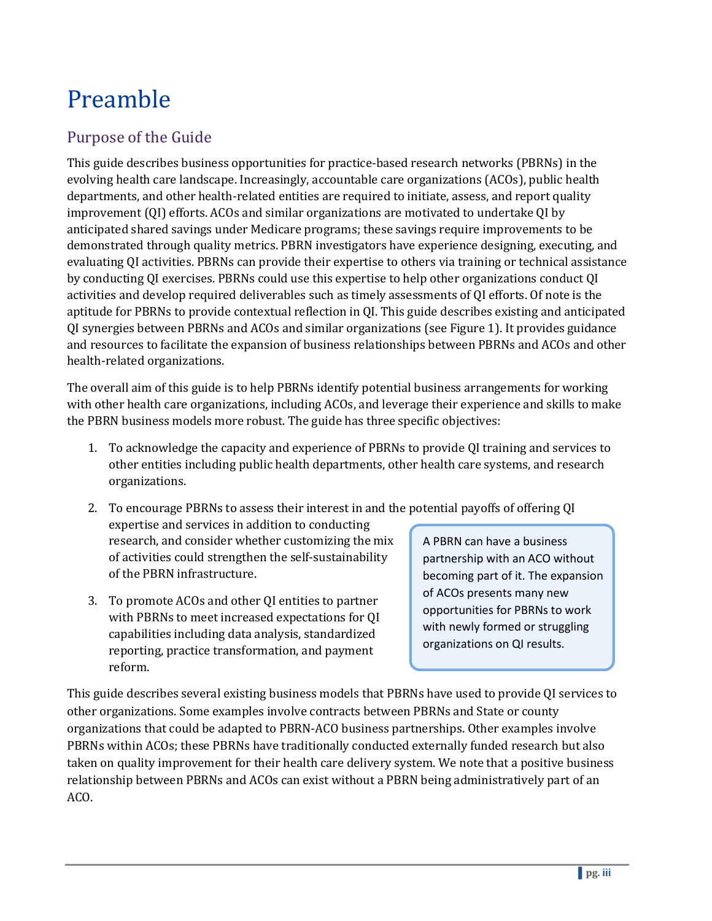# Preamble

## Purpose of the Guide

This guide describes business opportunities for practice-based research networks (PBRNs) in the evolving health care landscape. Increasingly, accountable care organizations (ACOs), public health departments, and other health-related entities are required to initiate, assess, and report quality improvement (QI) efforts. ACOs and similar organizations are motivated to undertake QI by anticipated shared savings under Medicare programs; these savings require improvements to be demonstrated through quality metrics. PBRN investigators have experience designing, executing, and evaluating QI activities. PBRNs can provide their expertise to others via training or technical assistance by conducting QI exercises. PBRNs could use this expertise to help other organizations conduct QI activities and develop required deliverables such as timely assessments of QI efforts. Of note is the aptitude for PBRNs to provide contextual reflection in QI. This guide describes existing and anticipated QI synergies between PBRNs and ACOs and similar organizations (see Figure 1). It provides guidance and resources to facilitate the expansion of business relationships between PBRNs and ACOs and other health-related organizations.

The overall aim of this guide is to help PBRNs identify potential business arrangements for working with other health care organizations, including ACOs, and leverage their experience and skills to make the PBRN business models more robust. The guide has three specific objectives:

1. To acknowledge the capacity and experience of PBRNs to provide QI training and services to other entities including public health departments, other health care systems, and research organizations.
2. To encourage PBRNs to assess their interest in and the potential payoffs of offering QI expertise and services in addition to conducting research, and consider whether customizing the mix of activities could strengthen the self-sustainability of the PBRN infrastructure.
3. To promote ACOs and other QI entities to partner with PBRNs to meet increased expectations for QI capabilities including data analysis, standardized reporting, practice transformation, and payment reform.

> A PBRN can have a business partnership with an ACO without becoming part of it. The expansion of ACOs presents many new opportunities for PBRNs to work with newly formed or struggling organizations on QI results.

This guide describes several existing business models that PBRNs have used to provide QI services to other organizations. Some examples involve contracts between PBRNs and State or county organizations that could be adapted to PBRN-ACO business partnerships. Other examples involve PBRNs within ACOs; these PBRNs have traditionally conducted externally funded research but also taken on quality improvement for their health care delivery system. We note that a positive business relationship between PBRNs and ACOs can exist without a PBRN being administratively part of an ACO.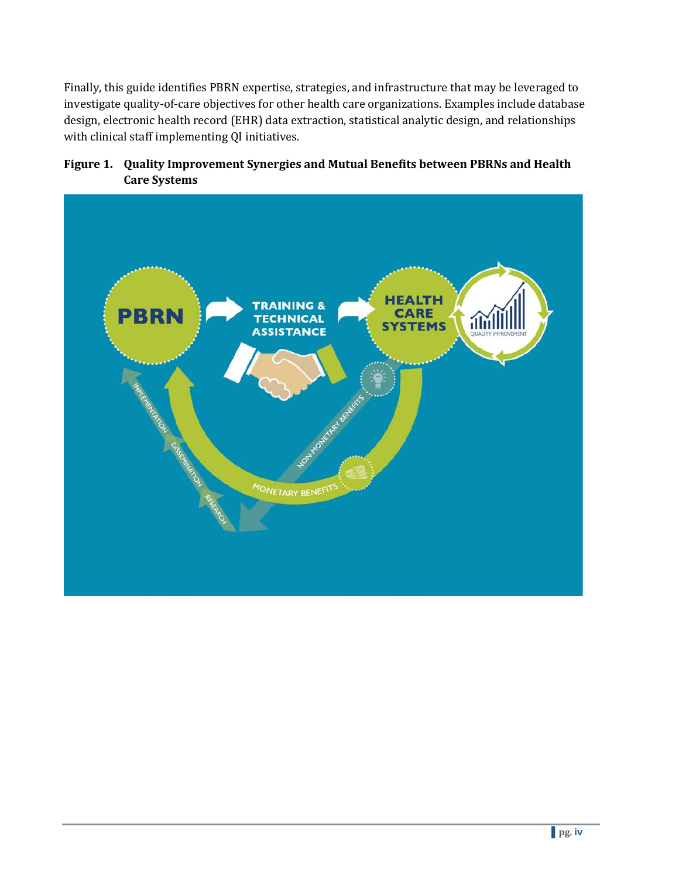Finally, this guide identifies PBRN expertise, strategies, and infrastructure that may be leveraged to investigate quality-of-care objectives for other health care organizations. Examples include database design, electronic health record (EHR) data extraction, statistical analytic design, and relationships with clinical staff implementing QI initiatives.

**Figure 1. Quality Improvement Synergies and Mutual Benefits between PBRNs and Health Care Systems**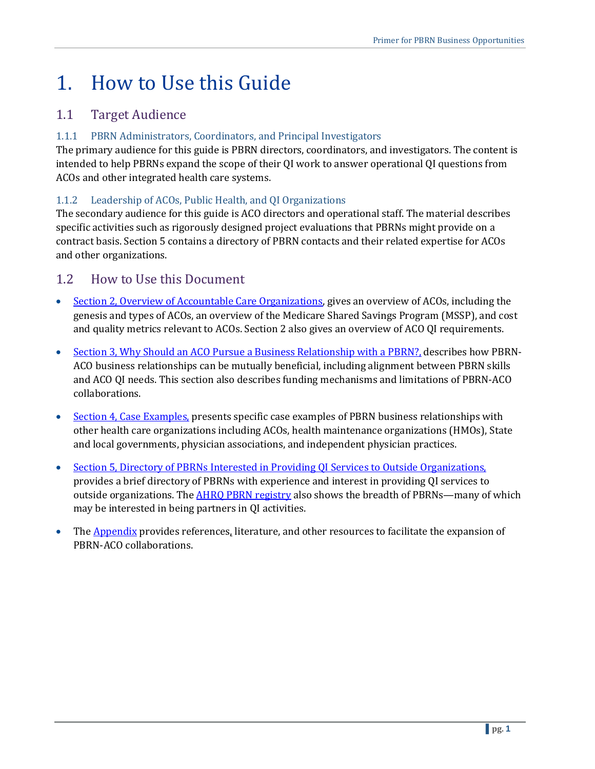# 1. How to Use this Guide

## 1.1 Target Audience

### 1.1.1 PBRN Administrators, Coordinators, and Principal Investigators

The primary audience for this guide is PBRN directors, coordinators, and investigators. The content is intended to help PBRNs expand the scope of their QI work to answer operational QI questions from ACOs and other integrated health care systems.

### 1.1.2 Leadership of ACOs, Public Health, and QI Organizations

The secondary audience for this guide is ACO directors and operational staff. The material describes specific activities such as rigorously designed project evaluations that PBRNs might provide on a contract basis. Section 5 contains a directory of PBRN contacts and their related expertise for ACOs and other organizations.

## 1.2 How to Use this Document

- Section 2, Overview of Accountable Care Organizations, gives an overview of ACOs, including the genesis and types of ACOs, an overview of the Medicare Shared Savings Program (MSSP), and cost and quality metrics relevant to ACOs. Section 2 also gives an overview of ACO QI requirements.
- Section 3, Why Should an ACO Pursue a Business Relationship with a PBRN?, describes how PBRN-ACO business relationships can be mutually beneficial, including alignment between PBRN skills and ACO QI needs. This section also describes funding mechanisms and limitations of PBRN-ACO collaborations.
- Section 4, Case Examples, presents specific case examples of PBRN business relationships with other health care organizations including ACOs, health maintenance organizations (HMOs), State and local governments, physician associations, and independent physician practices.
- Section 5, Directory of PBRNs Interested in Providing QI Services to Outside Organizations, provides a brief directory of PBRNs with experience and interest in providing QI services to outside organizations. The AHRQ PBRN registry also shows the breadth of PBRNs—many of which may be interested in being partners in QI activities.
- The Appendix provides references, literature, and other resources to facilitate the expansion of PBRN-ACO collaborations.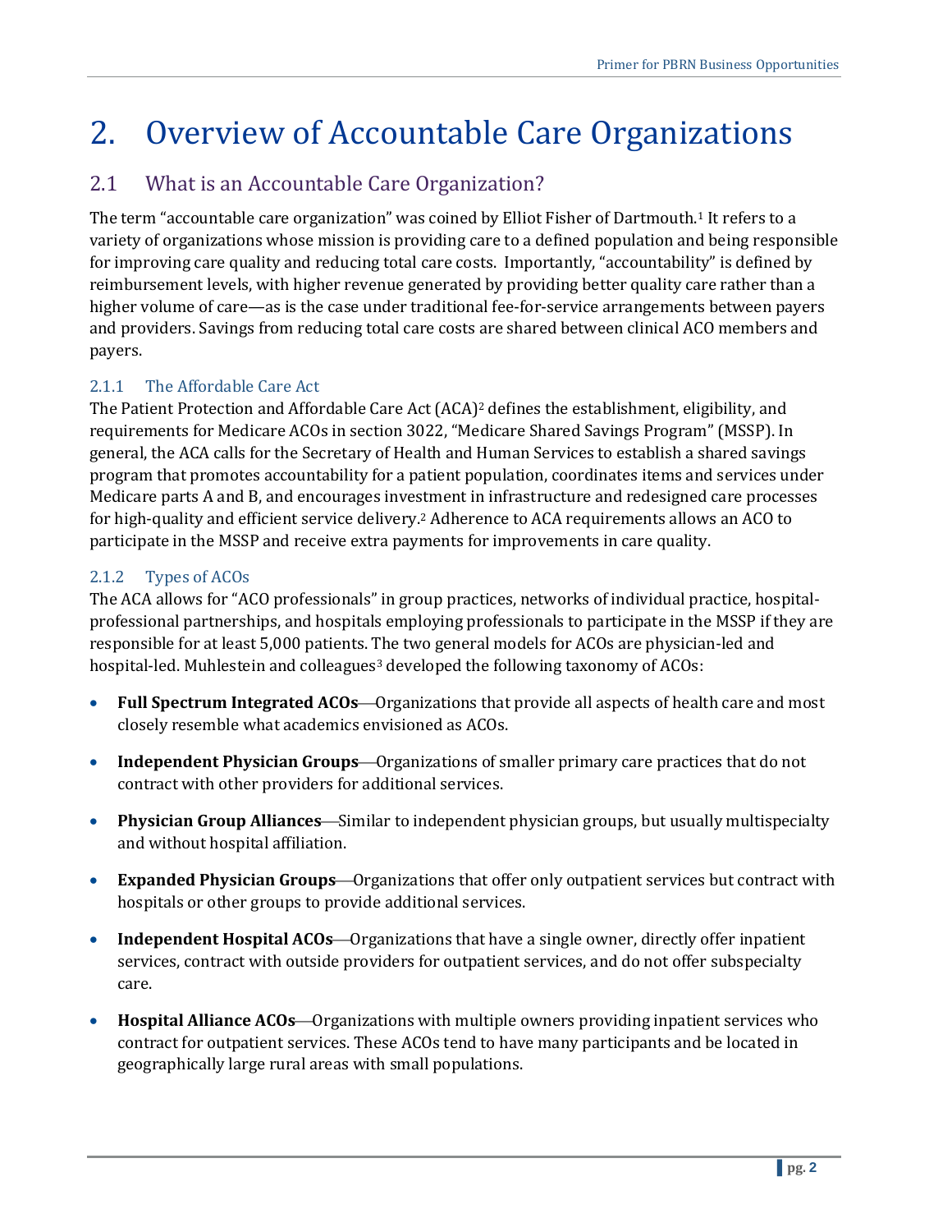# 2. Overview of Accountable Care Organizations

## 2.1 What is an Accountable Care Organization?

The term "accountable care organization" was coined by Elliot Fisher of Dartmouth.[1] It refers to a variety of organizations whose mission is providing care to a defined population and being responsible for improving care quality and reducing total care costs. Importantly, "accountability" is defined by reimbursement levels, with higher revenue generated by providing better quality care rather than a higher volume of care—as is the case under traditional fee-for-service arrangements between payers and providers. Savings from reducing total care costs are shared between clinical ACO members and payers.

### 2.1.1 The Affordable Care Act

The Patient Protection and Affordable Care Act (ACA)[2] defines the establishment, eligibility, and requirements for Medicare ACOs in section 3022, "Medicare Shared Savings Program" (MSSP). In general, the ACA calls for the Secretary of Health and Human Services to establish a shared savings program that promotes accountability for a patient population, coordinates items and services under Medicare parts A and B, and encourages investment in infrastructure and redesigned care processes for high-quality and efficient service delivery.[2] Adherence to ACA requirements allows an ACO to participate in the MSSP and receive extra payments for improvements in care quality.

### 2.1.2 Types of ACOs

The ACA allows for "ACO professionals" in group practices, networks of individual practice, hospital-professional partnerships, and hospitals employing professionals to participate in the MSSP if they are responsible for at least 5,000 patients. The two general models for ACOs are physician-led and hospital-led. Muhlestein and colleagues[3] developed the following taxonomy of ACOs:

- **Full Spectrum Integrated ACOs**—Organizations that provide all aspects of health care and most closely resemble what academics envisioned as ACOs.
- **Independent Physician Groups**—Organizations of smaller primary care practices that do not contract with other providers for additional services.
- **Physician Group Alliances**—Similar to independent physician groups, but usually multispecialty and without hospital affiliation.
- **Expanded Physician Groups**—Organizations that offer only outpatient services but contract with hospitals or other groups to provide additional services.
- **Independent Hospital ACOs**—Organizations that have a single owner, directly offer inpatient services, contract with outside providers for outpatient services, and do not offer subspecialty care.
- **Hospital Alliance ACOs**—Organizations with multiple owners providing inpatient services who contract for outpatient services. These ACOs tend to have many participants and be located in geographically large rural areas with small populations.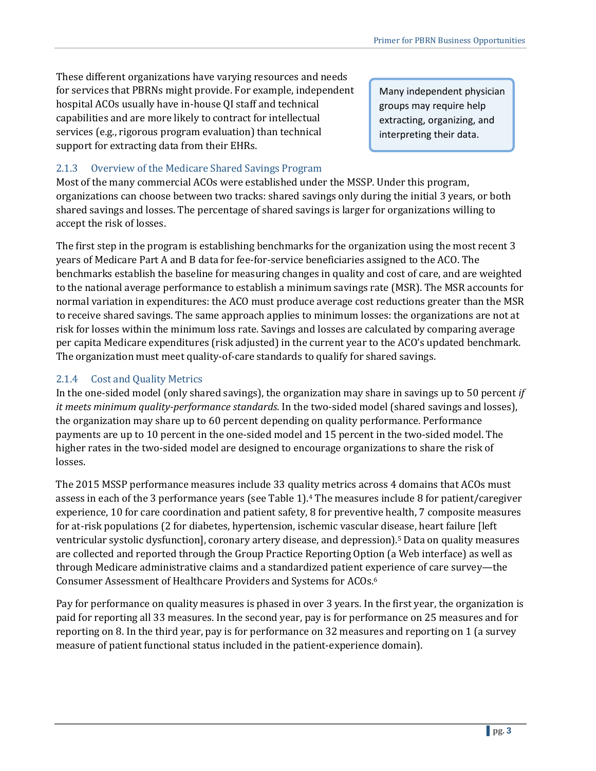These different organizations have varying resources and needs for services that PBRNs might provide. For example, independent hospital ACOs usually have in-house QI staff and technical capabilities and are more likely to contract for intellectual services (e.g., rigorous program evaluation) than technical support for extracting data from their EHRs.

> Many independent physician groups may require help extracting, organizing, and interpreting their data.

### 2.1.3 Overview of the Medicare Shared Savings Program

Most of the many commercial ACOs were established under the MSSP. Under this program, organizations can choose between two tracks: shared savings only during the initial 3 years, or both shared savings and losses. The percentage of shared savings is larger for organizations willing to accept the risk of losses.

The first step in the program is establishing benchmarks for the organization using the most recent 3 years of Medicare Part A and B data for fee-for-service beneficiaries assigned to the ACO. The benchmarks establish the baseline for measuring changes in quality and cost of care, and are weighted to the national average performance to establish a minimum savings rate (MSR). The MSR accounts for normal variation in expenditures: the ACO must produce average cost reductions greater than the MSR to receive shared savings. The same approach applies to minimum losses: the organizations are not at risk for losses within the minimum loss rate. Savings and losses are calculated by comparing average per capita Medicare expenditures (risk adjusted) in the current year to the ACO's updated benchmark. The organization must meet quality-of-care standards to qualify for shared savings.

### 2.1.4 Cost and Quality Metrics

In the one-sided model (only shared savings), the organization may share in savings up to 50 percent *if it meets minimum quality-performance standards*. In the two-sided model (shared savings and losses), the organization may share up to 60 percent depending on quality performance. Performance payments are up to 10 percent in the one-sided model and 15 percent in the two-sided model. The higher rates in the two-sided model are designed to encourage organizations to share the risk of losses.

The 2015 MSSP performance measures include 33 quality metrics across 4 domains that ACOs must assess in each of the 3 performance years (see Table 1).[4] The measures include 8 for patient/caregiver experience, 10 for care coordination and patient safety, 8 for preventive health, 7 composite measures for at-risk populations (2 for diabetes, hypertension, ischemic vascular disease, heart failure [left ventricular systolic dysfunction], coronary artery disease, and depression).[5] Data on quality measures are collected and reported through the Group Practice Reporting Option (a Web interface) as well as through Medicare administrative claims and a standardized patient experience of care survey—the Consumer Assessment of Healthcare Providers and Systems for ACOs.[6]

Pay for performance on quality measures is phased in over 3 years. In the first year, the organization is paid for reporting all 33 measures. In the second year, pay is for performance on 25 measures and for reporting on 8. In the third year, pay is for performance on 32 measures and reporting on 1 (a survey measure of patient functional status included in the patient-experience domain).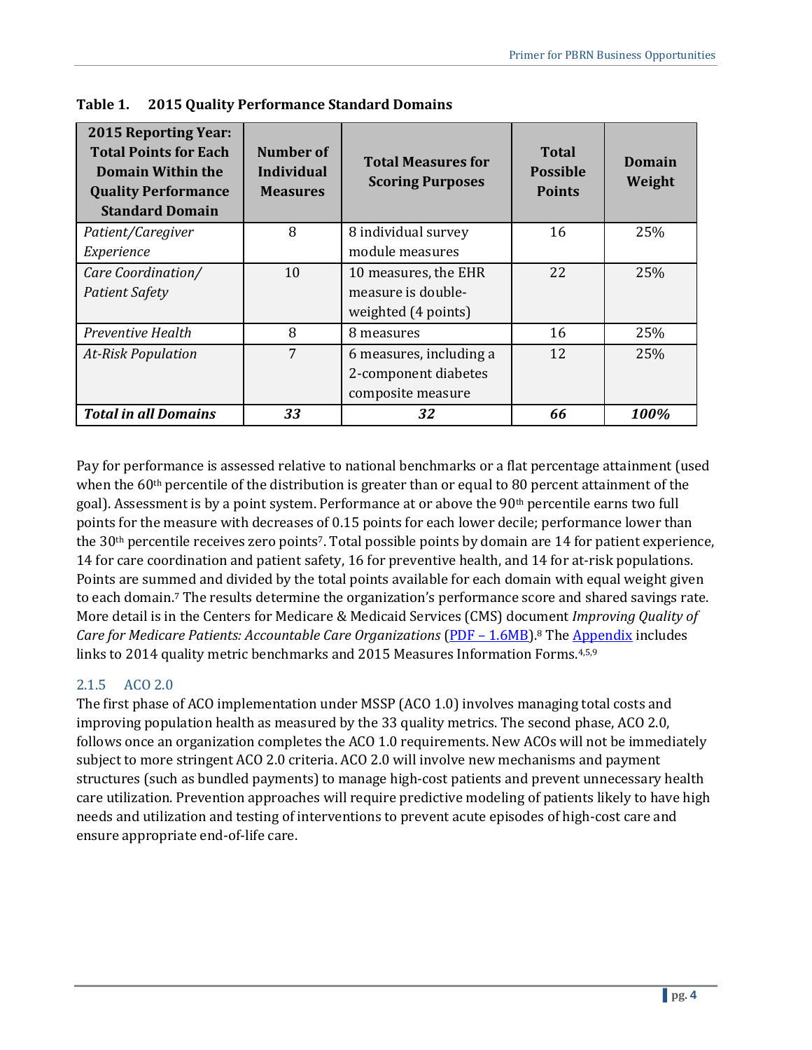**Table 1. 2015 Quality Performance Standard Domains**

| 2015 Reporting Year: Total Points for Each Domain Within the Quality Performance Standard Domain | Number of Individual Measures | Total Measures for Scoring Purposes | Total Possible Points | Domain Weight |
|---|---|---|---|---|
| *Patient/Caregiver Experience* | 8 | 8 individual survey module measures | 16 | 25% |
| *Care Coordination/ Patient Safety* | 10 | 10 measures, the EHR measure is double-weighted (4 points) | 22 | 25% |
| *Preventive Health* | 8 | 8 measures | 16 | 25% |
| *At-Risk Population* | 7 | 6 measures, including a 2-component diabetes composite measure | 12 | 25% |
| ***Total in all Domains*** | ***33*** | ***32*** | ***66*** | ***100%*** |

Pay for performance is assessed relative to national benchmarks or a flat percentage attainment (used when the 60th percentile of the distribution is greater than or equal to 80 percent attainment of the goal). Assessment is by a point system. Performance at or above the 90th percentile earns two full points for the measure with decreases of 0.15 points for each lower decile; performance lower than the 30th percentile receives zero points[7]. Total possible points by domain are 14 for patient experience, 14 for care coordination and patient safety, 16 for preventive health, and 14 for at-risk populations. Points are summed and divided by the total points available for each domain with equal weight given to each domain.[7] The results determine the organization's performance score and shared savings rate. More detail is in the Centers for Medicare & Medicaid Services (CMS) document *Improving Quality of Care for Medicare Patients: Accountable Care Organizations* (PDF – 1.6MB).[8] The Appendix includes links to 2014 quality metric benchmarks and 2015 Measures Information Forms.[4,5,9]

### 2.1.5 ACO 2.0

The first phase of ACO implementation under MSSP (ACO 1.0) involves managing total costs and improving population health as measured by the 33 quality metrics. The second phase, ACO 2.0, follows once an organization completes the ACO 1.0 requirements. New ACOs will not be immediately subject to more stringent ACO 2.0 criteria. ACO 2.0 will involve new mechanisms and payment structures (such as bundled payments) to manage high-cost patients and prevent unnecessary health care utilization. Prevention approaches will require predictive modeling of patients likely to have high needs and utilization and testing of interventions to prevent acute episodes of high-cost care and ensure appropriate end-of-life care.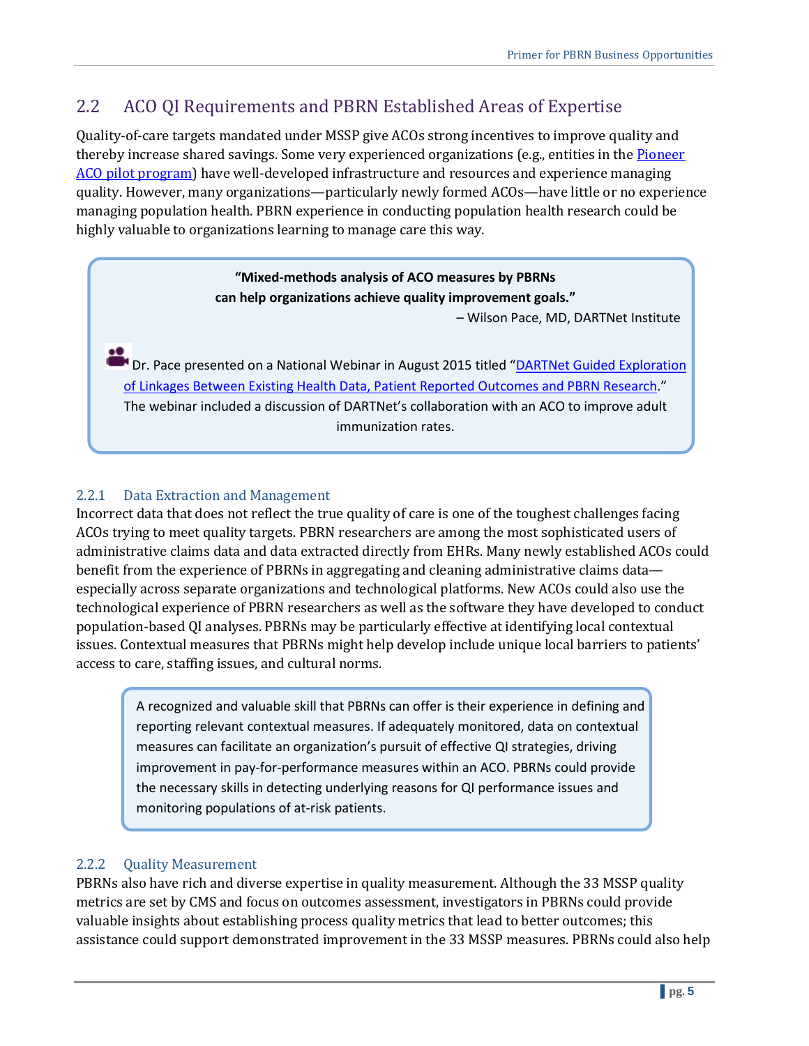## 2.2 ACO QI Requirements and PBRN Established Areas of Expertise

Quality-of-care targets mandated under MSSP give ACOs strong incentives to improve quality and thereby increase shared savings. Some very experienced organizations (e.g., entities in the [Pioneer ACO pilot program]) have well-developed infrastructure and resources and experience managing quality. However, many organizations—particularly newly formed ACOs—have little or no experience managing population health. PBRN experience in conducting population health research could be highly valuable to organizations learning to manage care this way.

> **"Mixed-methods analysis of ACO measures by PBRNs can help organizations achieve quality improvement goals."**
>
> – Wilson Pace, MD, DARTNet Institute
>
> Dr. Pace presented on a National Webinar in August 2015 titled "[DARTNet Guided Exploration of Linkages Between Existing Health Data, Patient Reported Outcomes and PBRN Research]." The webinar included a discussion of DARTNet's collaboration with an ACO to improve adult immunization rates.

### 2.2.1 Data Extraction and Management

Incorrect data that does not reflect the true quality of care is one of the toughest challenges facing ACOs trying to meet quality targets. PBRN researchers are among the most sophisticated users of administrative claims data and data extracted directly from EHRs. Many newly established ACOs could benefit from the experience of PBRNs in aggregating and cleaning administrative claims data—especially across separate organizations and technological platforms. New ACOs could also use the technological experience of PBRN researchers as well as the software they have developed to conduct population-based QI analyses. PBRNs may be particularly effective at identifying local contextual issues. Contextual measures that PBRNs might help develop include unique local barriers to patients' access to care, staffing issues, and cultural norms.

> A recognized and valuable skill that PBRNs can offer is their experience in defining and reporting relevant contextual measures. If adequately monitored, data on contextual measures can facilitate an organization's pursuit of effective QI strategies, driving improvement in pay-for-performance measures within an ACO. PBRNs could provide the necessary skills in detecting underlying reasons for QI performance issues and monitoring populations of at-risk patients.

### 2.2.2 Quality Measurement

PBRNs also have rich and diverse expertise in quality measurement. Although the 33 MSSP quality metrics are set by CMS and focus on outcomes assessment, investigators in PBRNs could provide valuable insights about establishing process quality metrics that lead to better outcomes; this assistance could support demonstrated improvement in the 33 MSSP measures. PBRNs could also help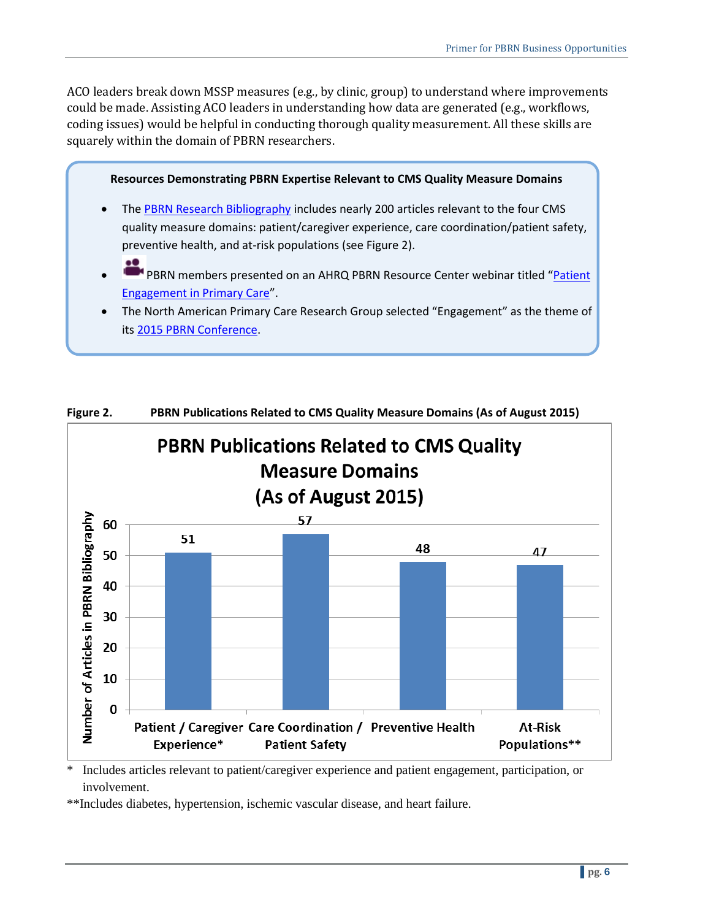ACO leaders break down MSSP measures (e.g., by clinic, group) to understand where improvements could be made. Assisting ACO leaders in understanding how data are generated (e.g., workflows, coding issues) would be helpful in conducting thorough quality measurement. All these skills are squarely within the domain of PBRN researchers.

> **Resources Demonstrating PBRN Expertise Relevant to CMS Quality Measure Domains**
>
> - The PBRN Research Bibliography includes nearly 200 articles relevant to the four CMS quality measure domains: patient/caregiver experience, care coordination/patient safety, preventive health, and at-risk populations (see Figure 2).
> - PBRN members presented on an AHRQ PBRN Resource Center webinar titled "Patient Engagement in Primary Care".
> - The North American Primary Care Research Group selected "Engagement" as the theme of its 2015 PBRN Conference.

**Figure 2. PBRN Publications Related to CMS Quality Measure Domains (As of August 2015)**

**PBRN Publications Related to CMS Quality Measure Domains (As of August 2015)**

| CMS Quality Measure Domain | Number of Articles in PBRN Bibliography |
| --- | --- |
| Patient / Caregiver Experience* | 51 |
| Care Coordination / Patient Safety | 57 |
| Preventive Health | 48 |
| At-Risk Populations** | 47 |

\* Includes articles relevant to patient/caregiver experience and patient engagement, participation, or involvement.

\*\*Includes diabetes, hypertension, ischemic vascular disease, and heart failure.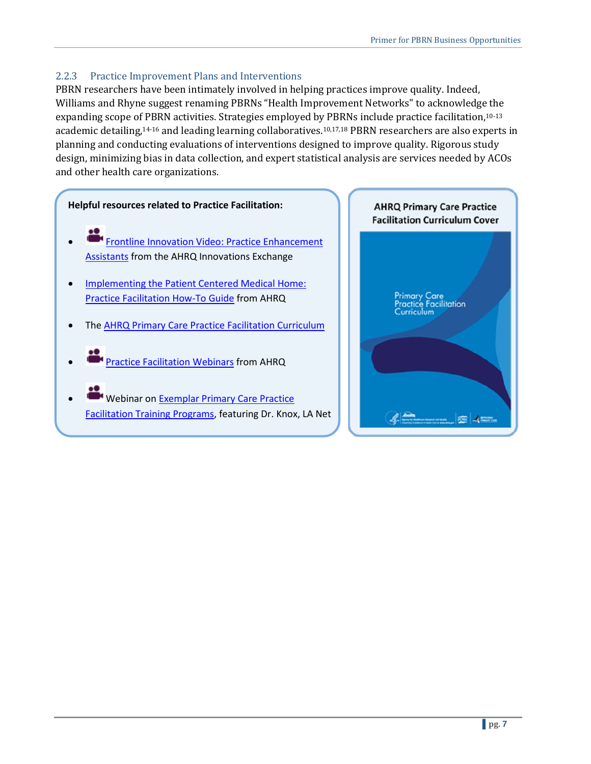### 2.2.3 Practice Improvement Plans and Interventions

PBRN researchers have been intimately involved in helping practices improve quality. Indeed, Williams and Rhyne suggest renaming PBRNs "Health Improvement Networks" to acknowledge the expanding scope of PBRN activities. Strategies employed by PBRNs include practice facilitation,[10-13] academic detailing,[14-16] and leading learning collaboratives.[10,17,18] PBRN researchers are also experts in planning and conducting evaluations of interventions designed to improve quality. Rigorous study design, minimizing bias in data collection, and expert statistical analysis are services needed by ACOs and other health care organizations.

**Helpful resources related to Practice Facilitation:**

- Frontline Innovation Video: Practice Enhancement Assistants from the AHRQ Innovations Exchange
- Implementing the Patient Centered Medical Home: Practice Facilitation How-To Guide from AHRQ
- The AHRQ Primary Care Practice Facilitation Curriculum
- Practice Facilitation Webinars from AHRQ
- Webinar on Exemplar Primary Care Practice Facilitation Training Programs, featuring Dr. Knox, LA Net

**AHRQ Primary Care Practice Facilitation Curriculum Cover**

Primary Care Practice Facilitation Curriculum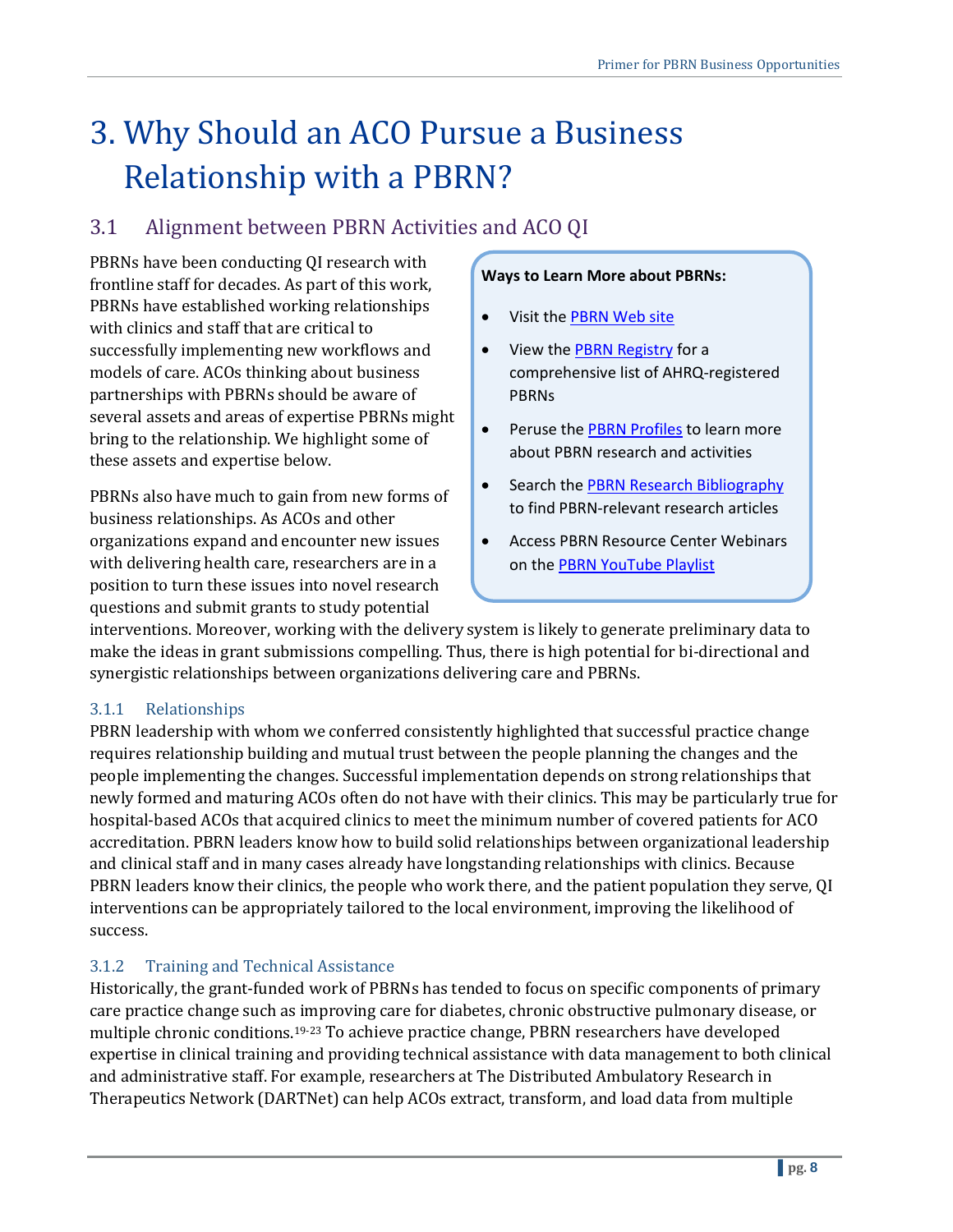# 3. Why Should an ACO Pursue a Business Relationship with a PBRN?

## 3.1 Alignment between PBRN Activities and ACO QI

PBRNs have been conducting QI research with frontline staff for decades. As part of this work, PBRNs have established working relationships with clinics and staff that are critical to successfully implementing new workflows and models of care. ACOs thinking about business partnerships with PBRNs should be aware of several assets and areas of expertise PBRNs might bring to the relationship. We highlight some of these assets and expertise below.

PBRNs also have much to gain from new forms of business relationships. As ACOs and other organizations expand and encounter new issues with delivering health care, researchers are in a position to turn these issues into novel research questions and submit grants to study potential interventions. Moreover, working with the delivery system is likely to generate preliminary data to make the ideas in grant submissions compelling. Thus, there is high potential for bi-directional and synergistic relationships between organizations delivering care and PBRNs.

> **Ways to Learn More about PBRNs:**
>
> - Visit the PBRN Web site
> - View the PBRN Registry for a comprehensive list of AHRQ-registered PBRNs
> - Peruse the PBRN Profiles to learn more about PBRN research and activities
> - Search the PBRN Research Bibliography to find PBRN-relevant research articles
> - Access PBRN Resource Center Webinars on the PBRN YouTube Playlist

### 3.1.1 Relationships

PBRN leadership with whom we conferred consistently highlighted that successful practice change requires relationship building and mutual trust between the people planning the changes and the people implementing the changes. Successful implementation depends on strong relationships that newly formed and maturing ACOs often do not have with their clinics. This may be particularly true for hospital-based ACOs that acquired clinics to meet the minimum number of covered patients for ACO accreditation. PBRN leaders know how to build solid relationships between organizational leadership and clinical staff and in many cases already have longstanding relationships with clinics. Because PBRN leaders know their clinics, the people who work there, and the patient population they serve, QI interventions can be appropriately tailored to the local environment, improving the likelihood of success.

### 3.1.2 Training and Technical Assistance

Historically, the grant-funded work of PBRNs has tended to focus on specific components of primary care practice change such as improving care for diabetes, chronic obstructive pulmonary disease, or multiple chronic conditions.[19-23] To achieve practice change, PBRN researchers have developed expertise in clinical training and providing technical assistance with data management to both clinical and administrative staff. For example, researchers at The Distributed Ambulatory Research in Therapeutics Network (DARTNet) can help ACOs extract, transform, and load data from multiple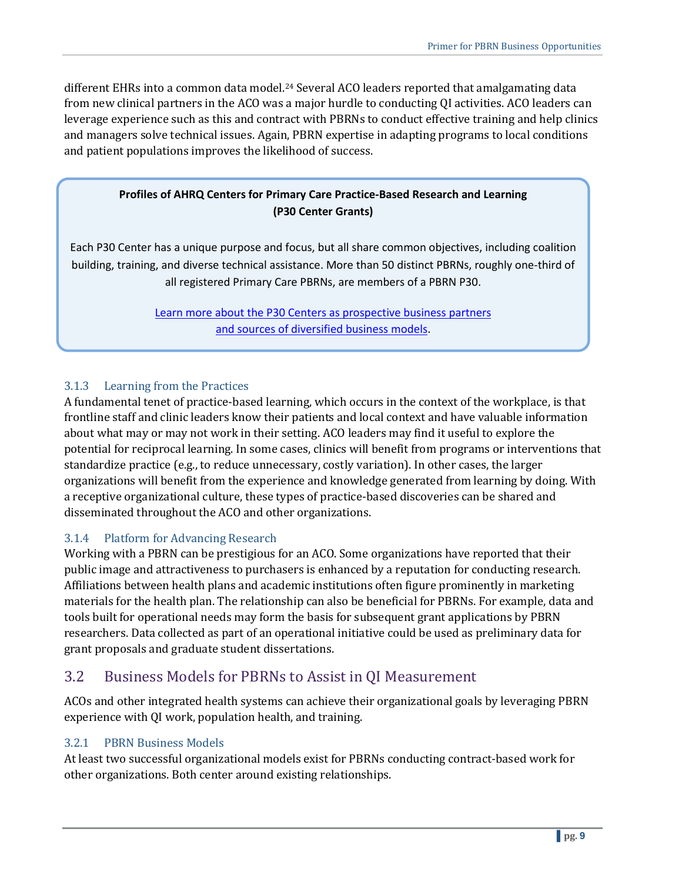different EHRs into a common data model.[24] Several ACO leaders reported that amalgamating data from new clinical partners in the ACO was a major hurdle to conducting QI activities. ACO leaders can leverage experience such as this and contract with PBRNs to conduct effective training and help clinics and managers solve technical issues. Again, PBRN expertise in adapting programs to local conditions and patient populations improves the likelihood of success.

> **Profiles of AHRQ Centers for Primary Care Practice-Based Research and Learning (P30 Center Grants)**
>
> Each P30 Center has a unique purpose and focus, but all share common objectives, including coalition building, training, and diverse technical assistance. More than 50 distinct PBRNs, roughly one-third of all registered Primary Care PBRNs, are members of a PBRN P30.
>
> Learn more about the P30 Centers as prospective business partners and sources of diversified business models.

### 3.1.3 Learning from the Practices

A fundamental tenet of practice-based learning, which occurs in the context of the workplace, is that frontline staff and clinic leaders know their patients and local context and have valuable information about what may or may not work in their setting. ACO leaders may find it useful to explore the potential for reciprocal learning. In some cases, clinics will benefit from programs or interventions that standardize practice (e.g., to reduce unnecessary, costly variation). In other cases, the larger organizations will benefit from the experience and knowledge generated from learning by doing. With a receptive organizational culture, these types of practice-based discoveries can be shared and disseminated throughout the ACO and other organizations.

### 3.1.4 Platform for Advancing Research

Working with a PBRN can be prestigious for an ACO. Some organizations have reported that their public image and attractiveness to purchasers is enhanced by a reputation for conducting research. Affiliations between health plans and academic institutions often figure prominently in marketing materials for the health plan. The relationship can also be beneficial for PBRNs. For example, data and tools built for operational needs may form the basis for subsequent grant applications by PBRN researchers. Data collected as part of an operational initiative could be used as preliminary data for grant proposals and graduate student dissertations.

## 3.2 Business Models for PBRNs to Assist in QI Measurement

ACOs and other integrated health systems can achieve their organizational goals by leveraging PBRN experience with QI work, population health, and training.

### 3.2.1 PBRN Business Models

At least two successful organizational models exist for PBRNs conducting contract-based work for other organizations. Both center around existing relationships.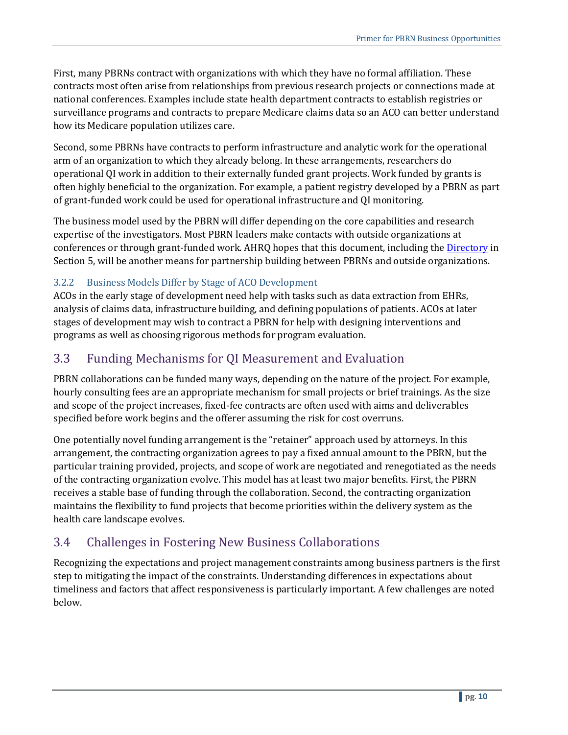First, many PBRNs contract with organizations with which they have no formal affiliation. These contracts most often arise from relationships from previous research projects or connections made at national conferences. Examples include state health department contracts to establish registries or surveillance programs and contracts to prepare Medicare claims data so an ACO can better understand how its Medicare population utilizes care.

Second, some PBRNs have contracts to perform infrastructure and analytic work for the operational arm of an organization to which they already belong. In these arrangements, researchers do operational QI work in addition to their externally funded grant projects. Work funded by grants is often highly beneficial to the organization. For example, a patient registry developed by a PBRN as part of grant-funded work could be used for operational infrastructure and QI monitoring.

The business model used by the PBRN will differ depending on the core capabilities and research expertise of the investigators. Most PBRN leaders make contacts with outside organizations at conferences or through grant-funded work. AHRQ hopes that this document, including the [Directory] in Section 5, will be another means for partnership building between PBRNs and outside organizations.

### 3.2.2 Business Models Differ by Stage of ACO Development

ACOs in the early stage of development need help with tasks such as data extraction from EHRs, analysis of claims data, infrastructure building, and defining populations of patients. ACOs at later stages of development may wish to contract a PBRN for help with designing interventions and programs as well as choosing rigorous methods for program evaluation.

## 3.3 Funding Mechanisms for QI Measurement and Evaluation

PBRN collaborations can be funded many ways, depending on the nature of the project. For example, hourly consulting fees are an appropriate mechanism for small projects or brief trainings. As the size and scope of the project increases, fixed-fee contracts are often used with aims and deliverables specified before work begins and the offerer assuming the risk for cost overruns.

One potentially novel funding arrangement is the "retainer" approach used by attorneys. In this arrangement, the contracting organization agrees to pay a fixed annual amount to the PBRN, but the particular training provided, projects, and scope of work are negotiated and renegotiated as the needs of the contracting organization evolve. This model has at least two major benefits. First, the PBRN receives a stable base of funding through the collaboration. Second, the contracting organization maintains the flexibility to fund projects that become priorities within the delivery system as the health care landscape evolves.

## 3.4 Challenges in Fostering New Business Collaborations

Recognizing the expectations and project management constraints among business partners is the first step to mitigating the impact of the constraints. Understanding differences in expectations about timeliness and factors that affect responsiveness is particularly important. A few challenges are noted below.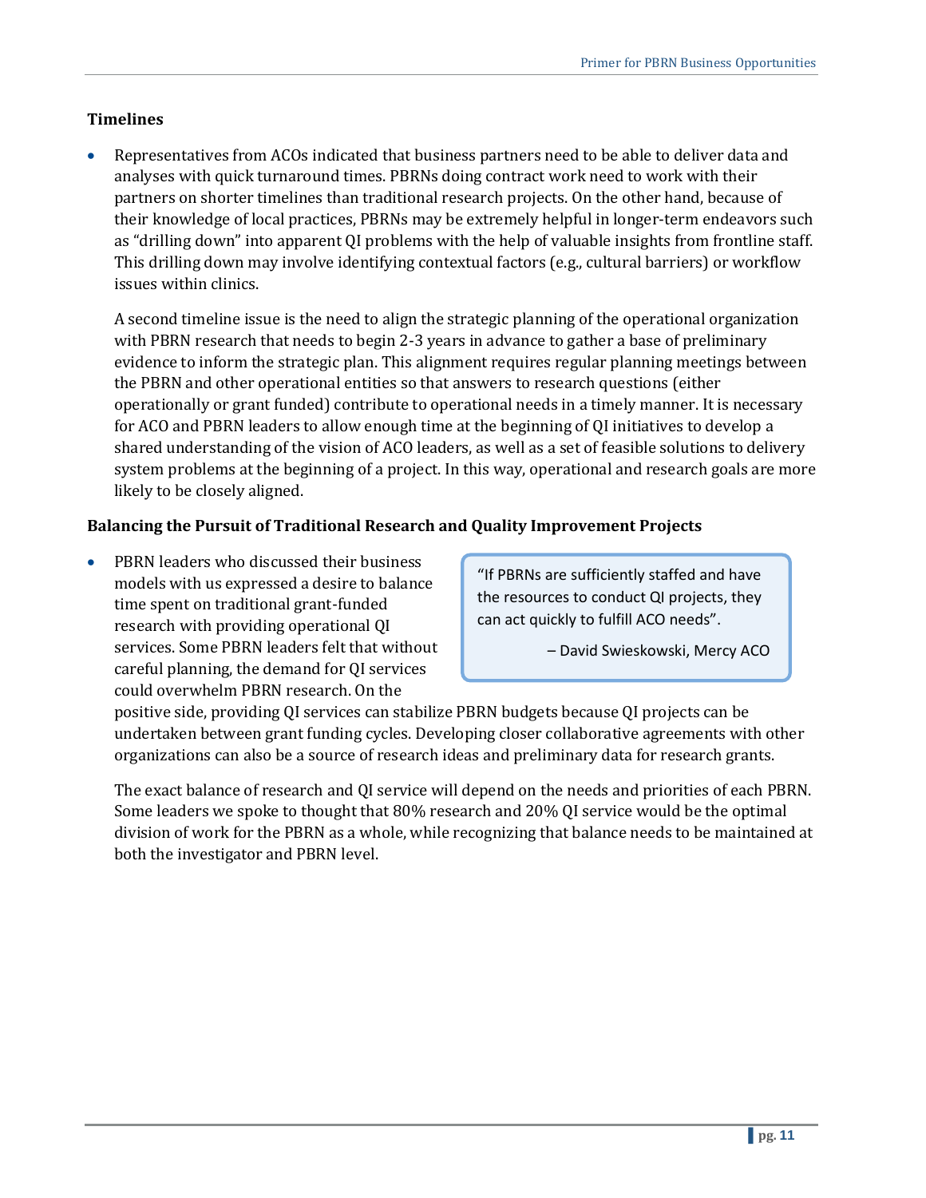### Timelines

- Representatives from ACOs indicated that business partners need to be able to deliver data and analyses with quick turnaround times. PBRNs doing contract work need to work with their partners on shorter timelines than traditional research projects. On the other hand, because of their knowledge of local practices, PBRNs may be extremely helpful in longer-term endeavors such as "drilling down" into apparent QI problems with the help of valuable insights from frontline staff. This drilling down may involve identifying contextual factors (e.g., cultural barriers) or workflow issues within clinics.

  A second timeline issue is the need to align the strategic planning of the operational organization with PBRN research that needs to begin 2-3 years in advance to gather a base of preliminary evidence to inform the strategic plan. This alignment requires regular planning meetings between the PBRN and other operational entities so that answers to research questions (either operationally or grant funded) contribute to operational needs in a timely manner. It is necessary for ACO and PBRN leaders to allow enough time at the beginning of QI initiatives to develop a shared understanding of the vision of ACO leaders, as well as a set of feasible solutions to delivery system problems at the beginning of a project. In this way, operational and research goals are more likely to be closely aligned.

### Balancing the Pursuit of Traditional Research and Quality Improvement Projects

- PBRN leaders who discussed their business models with us expressed a desire to balance time spent on traditional grant-funded research with providing operational QI services. Some PBRN leaders felt that without careful planning, the demand for QI services could overwhelm PBRN research. On the positive side, providing QI services can stabilize PBRN budgets because QI projects can be undertaken between grant funding cycles. Developing closer collaborative agreements with other organizations can also be a source of research ideas and preliminary data for research grants.

  > "If PBRNs are sufficiently staffed and have the resources to conduct QI projects, they can act quickly to fulfill ACO needs".
  >
  > – David Swieskowski, Mercy ACO

  The exact balance of research and QI service will depend on the needs and priorities of each PBRN. Some leaders we spoke to thought that 80% research and 20% QI service would be the optimal division of work for the PBRN as a whole, while recognizing that balance needs to be maintained at both the investigator and PBRN level.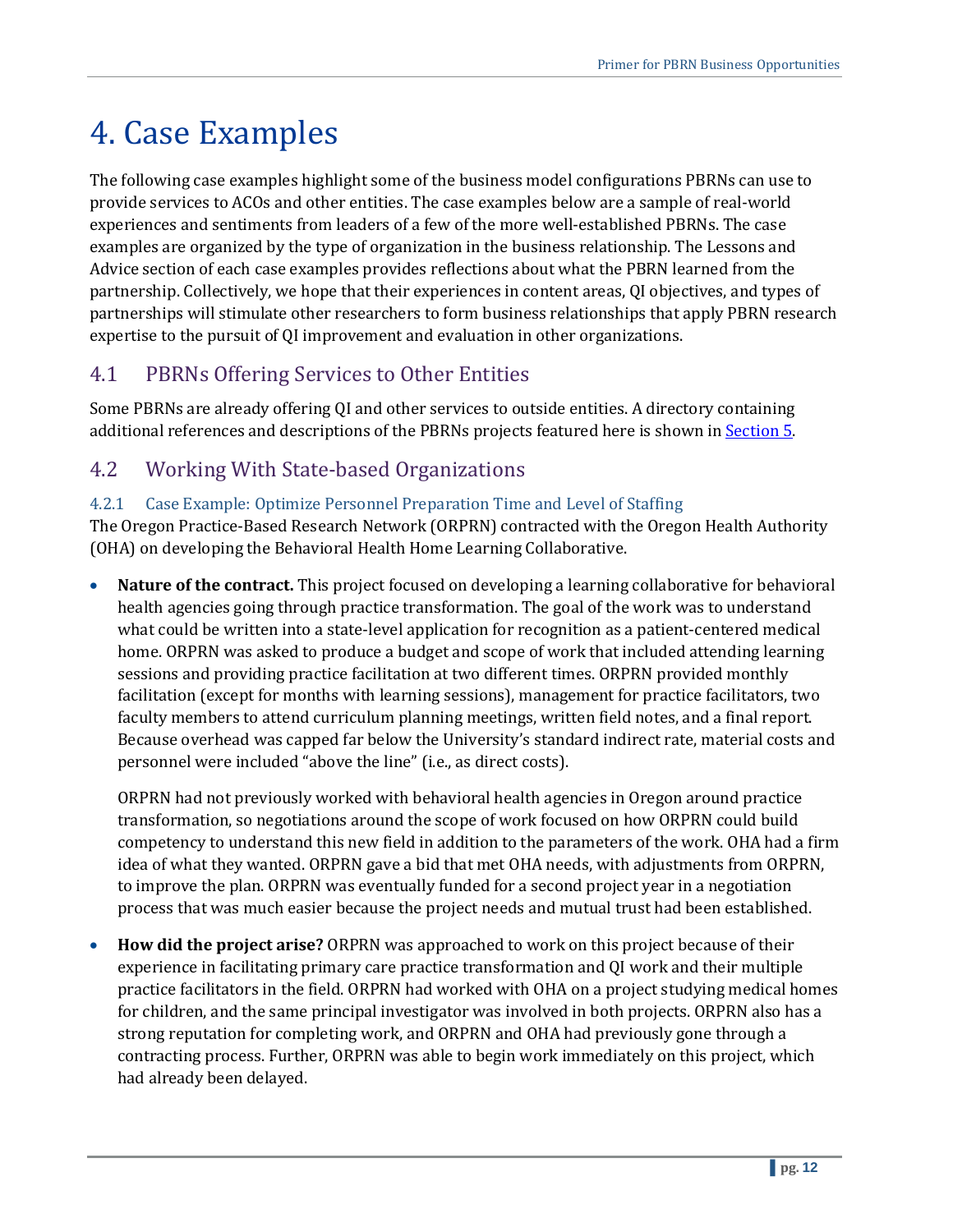# 4. Case Examples

The following case examples highlight some of the business model configurations PBRNs can use to provide services to ACOs and other entities. The case examples below are a sample of real-world experiences and sentiments from leaders of a few of the more well-established PBRNs. The case examples are organized by the type of organization in the business relationship. The Lessons and Advice section of each case examples provides reflections about what the PBRN learned from the partnership. Collectively, we hope that their experiences in content areas, QI objectives, and types of partnerships will stimulate other researchers to form business relationships that apply PBRN research expertise to the pursuit of QI improvement and evaluation in other organizations.

## 4.1 PBRNs Offering Services to Other Entities

Some PBRNs are already offering QI and other services to outside entities. A directory containing additional references and descriptions of the PBRNs projects featured here is shown in Section 5.

## 4.2 Working With State-based Organizations

### 4.2.1 Case Example: Optimize Personnel Preparation Time and Level of Staffing

The Oregon Practice-Based Research Network (ORPRN) contracted with the Oregon Health Authority (OHA) on developing the Behavioral Health Home Learning Collaborative.

- **Nature of the contract.** This project focused on developing a learning collaborative for behavioral health agencies going through practice transformation. The goal of the work was to understand what could be written into a state-level application for recognition as a patient-centered medical home. ORPRN was asked to produce a budget and scope of work that included attending learning sessions and providing practice facilitation at two different times. ORPRN provided monthly facilitation (except for months with learning sessions), management for practice facilitators, two faculty members to attend curriculum planning meetings, written field notes, and a final report. Because overhead was capped far below the University's standard indirect rate, material costs and personnel were included "above the line" (i.e., as direct costs).

  ORPRN had not previously worked with behavioral health agencies in Oregon around practice transformation, so negotiations around the scope of work focused on how ORPRN could build competency to understand this new field in addition to the parameters of the work. OHA had a firm idea of what they wanted. ORPRN gave a bid that met OHA needs, with adjustments from ORPRN, to improve the plan. ORPRN was eventually funded for a second project year in a negotiation process that was much easier because the project needs and mutual trust had been established.

- **How did the project arise?** ORPRN was approached to work on this project because of their experience in facilitating primary care practice transformation and QI work and their multiple practice facilitators in the field. ORPRN had worked with OHA on a project studying medical homes for children, and the same principal investigator was involved in both projects. ORPRN also has a strong reputation for completing work, and ORPRN and OHA had previously gone through a contracting process. Further, ORPRN was able to begin work immediately on this project, which had already been delayed.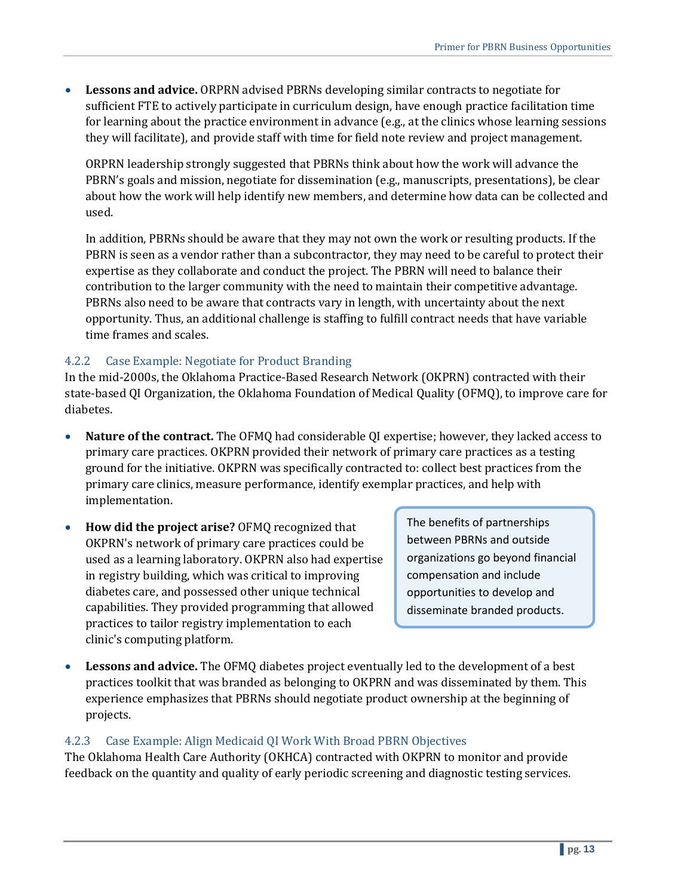- **Lessons and advice.** ORPRN advised PBRNs developing similar contracts to negotiate for sufficient FTE to actively participate in curriculum design, have enough practice facilitation time for learning about the practice environment in advance (e.g., at the clinics whose learning sessions they will facilitate), and provide staff with time for field note review and project management.

  ORPRN leadership strongly suggested that PBRNs think about how the work will advance the PBRN's goals and mission, negotiate for dissemination (e.g., manuscripts, presentations), be clear about how the work will help identify new members, and determine how data can be collected and used.

  In addition, PBRNs should be aware that they may not own the work or resulting products. If the PBRN is seen as a vendor rather than a subcontractor, they may need to be careful to protect their expertise as they collaborate and conduct the project. The PBRN will need to balance their contribution to the larger community with the need to maintain their competitive advantage. PBRNs also need to be aware that contracts vary in length, with uncertainty about the next opportunity. Thus, an additional challenge is staffing to fulfill contract needs that have variable time frames and scales.

### 4.2.2 Case Example: Negotiate for Product Branding

In the mid-2000s, the Oklahoma Practice-Based Research Network (OKPRN) contracted with their state-based QI Organization, the Oklahoma Foundation of Medical Quality (OFMQ), to improve care for diabetes.

- **Nature of the contract.** The OFMQ had considerable QI expertise; however, they lacked access to primary care practices. OKPRN provided their network of primary care practices as a testing ground for the initiative. OKPRN was specifically contracted to: collect best practices from the primary care clinics, measure performance, identify exemplar practices, and help with implementation.
- **How did the project arise?** OFMQ recognized that OKPRN's network of primary care practices could be used as a learning laboratory. OKPRN also had expertise in registry building, which was critical to improving diabetes care, and possessed other unique technical capabilities. They provided programming that allowed practices to tailor registry implementation to each clinic's computing platform.

> The benefits of partnerships between PBRNs and outside organizations go beyond financial compensation and include opportunities to develop and disseminate branded products.

- **Lessons and advice.** The OFMQ diabetes project eventually led to the development of a best practices toolkit that was branded as belonging to OKPRN and was disseminated by them. This experience emphasizes that PBRNs should negotiate product ownership at the beginning of projects.

### 4.2.3 Case Example: Align Medicaid QI Work With Broad PBRN Objectives

The Oklahoma Health Care Authority (OKHCA) contracted with OKPRN to monitor and provide feedback on the quantity and quality of early periodic screening and diagnostic testing services.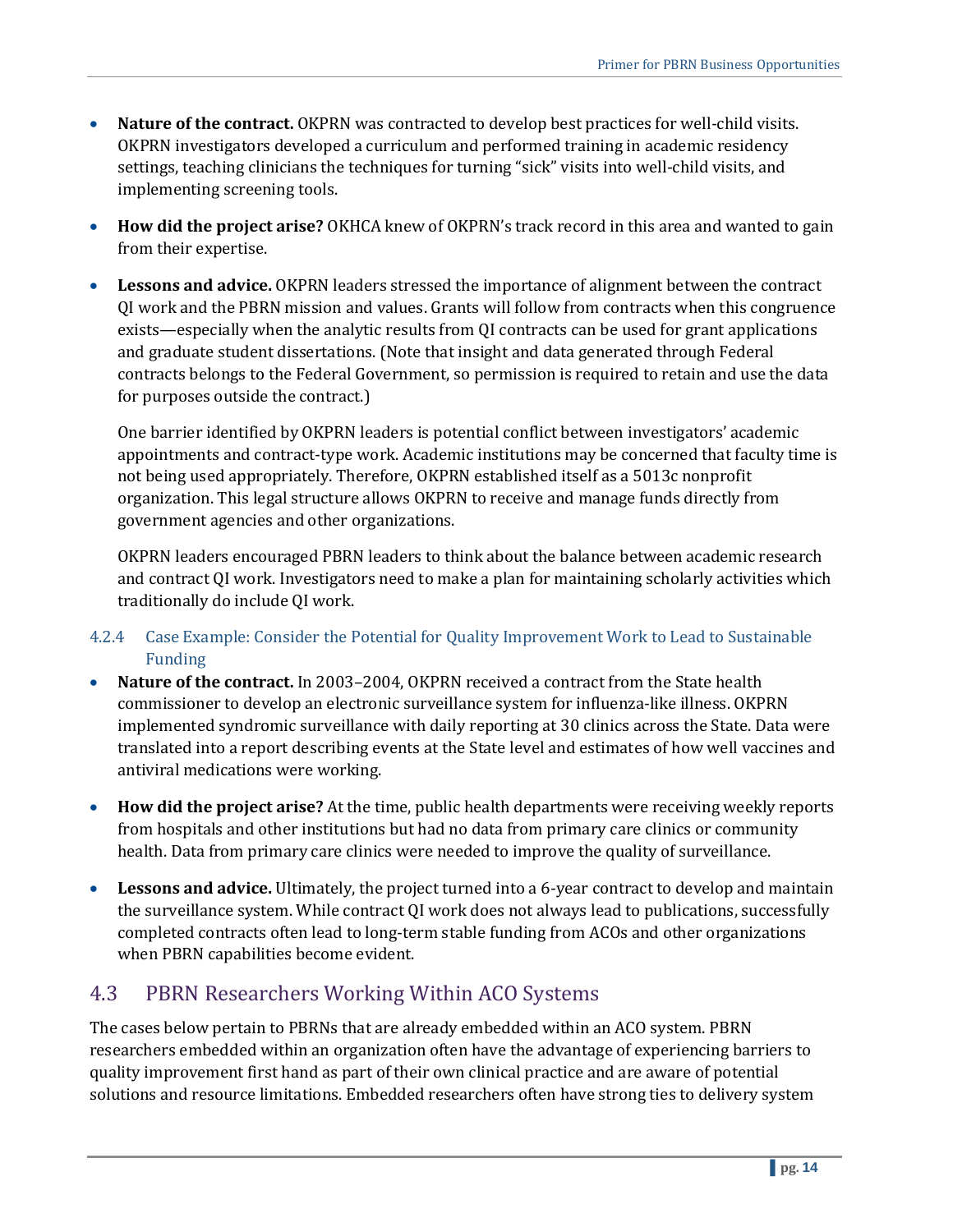- **Nature of the contract.** OKPRN was contracted to develop best practices for well-child visits. OKPRN investigators developed a curriculum and performed training in academic residency settings, teaching clinicians the techniques for turning "sick" visits into well-child visits, and implementing screening tools.
- **How did the project arise?** OKHCA knew of OKPRN's track record in this area and wanted to gain from their expertise.
- **Lessons and advice.** OKPRN leaders stressed the importance of alignment between the contract QI work and the PBRN mission and values. Grants will follow from contracts when this congruence exists—especially when the analytic results from QI contracts can be used for grant applications and graduate student dissertations. (Note that insight and data generated through Federal contracts belongs to the Federal Government, so permission is required to retain and use the data for purposes outside the contract.)

  One barrier identified by OKPRN leaders is potential conflict between investigators' academic appointments and contract-type work. Academic institutions may be concerned that faculty time is not being used appropriately. Therefore, OKPRN established itself as a 5013c nonprofit organization. This legal structure allows OKPRN to receive and manage funds directly from government agencies and other organizations.

  OKPRN leaders encouraged PBRN leaders to think about the balance between academic research and contract QI work. Investigators need to make a plan for maintaining scholarly activities which traditionally do include QI work.

### 4.2.4 Case Example: Consider the Potential for Quality Improvement Work to Lead to Sustainable Funding

- **Nature of the contract.** In 2003–2004, OKPRN received a contract from the State health commissioner to develop an electronic surveillance system for influenza-like illness. OKPRN implemented syndromic surveillance with daily reporting at 30 clinics across the State. Data were translated into a report describing events at the State level and estimates of how well vaccines and antiviral medications were working.
- **How did the project arise?** At the time, public health departments were receiving weekly reports from hospitals and other institutions but had no data from primary care clinics or community health. Data from primary care clinics were needed to improve the quality of surveillance.
- **Lessons and advice.** Ultimately, the project turned into a 6-year contract to develop and maintain the surveillance system. While contract QI work does not always lead to publications, successfully completed contracts often lead to long-term stable funding from ACOs and other organizations when PBRN capabilities become evident.

## 4.3 PBRN Researchers Working Within ACO Systems

The cases below pertain to PBRNs that are already embedded within an ACO system. PBRN researchers embedded within an organization often have the advantage of experiencing barriers to quality improvement first hand as part of their own clinical practice and are aware of potential solutions and resource limitations. Embedded researchers often have strong ties to delivery system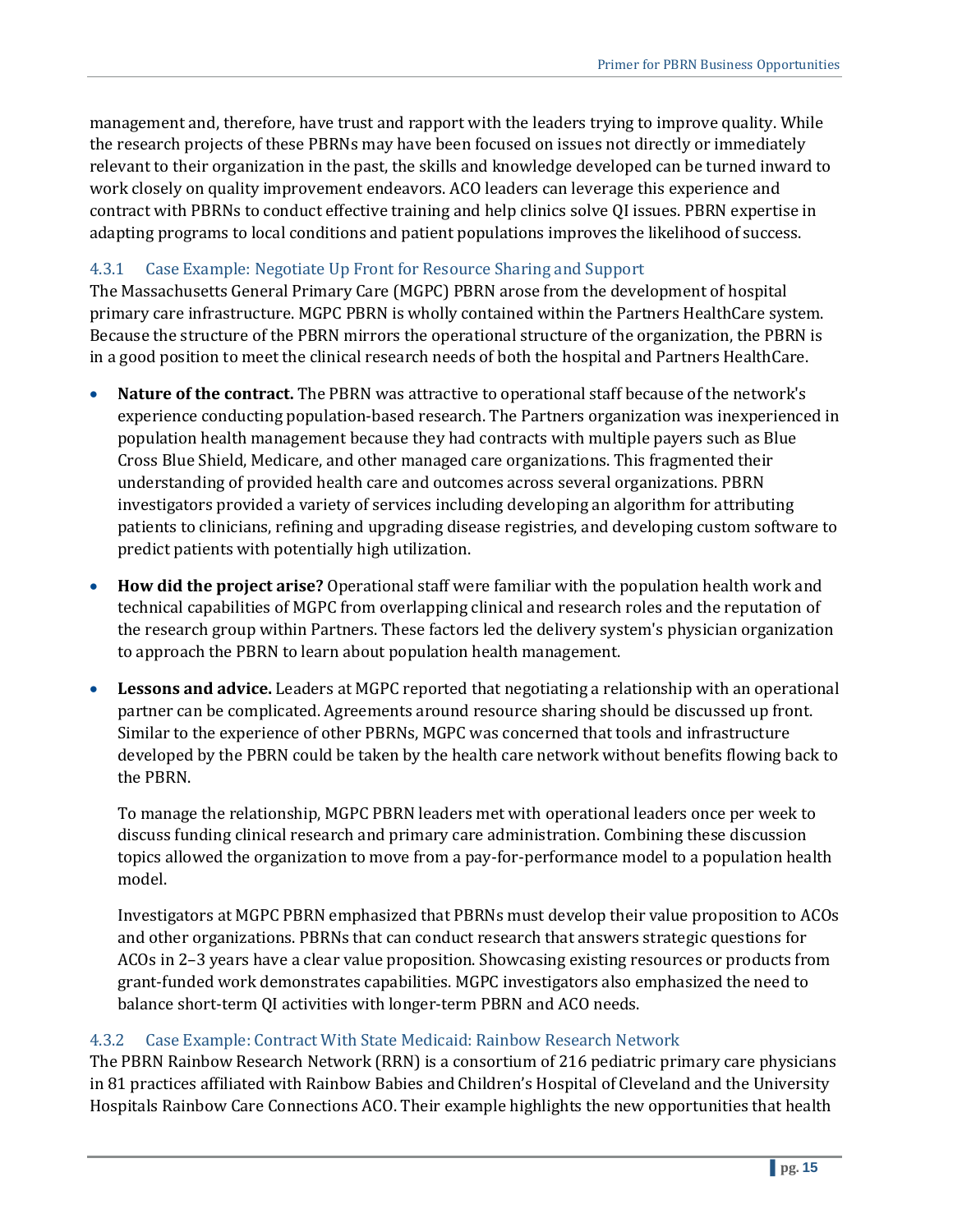management and, therefore, have trust and rapport with the leaders trying to improve quality. While the research projects of these PBRNs may have been focused on issues not directly or immediately relevant to their organization in the past, the skills and knowledge developed can be turned inward to work closely on quality improvement endeavors. ACO leaders can leverage this experience and contract with PBRNs to conduct effective training and help clinics solve QI issues. PBRN expertise in adapting programs to local conditions and patient populations improves the likelihood of success.

### 4.3.1 Case Example: Negotiate Up Front for Resource Sharing and Support

The Massachusetts General Primary Care (MGPC) PBRN arose from the development of hospital primary care infrastructure. MGPC PBRN is wholly contained within the Partners HealthCare system. Because the structure of the PBRN mirrors the operational structure of the organization, the PBRN is in a good position to meet the clinical research needs of both the hospital and Partners HealthCare.

- **Nature of the contract.** The PBRN was attractive to operational staff because of the network's experience conducting population-based research. The Partners organization was inexperienced in population health management because they had contracts with multiple payers such as Blue Cross Blue Shield, Medicare, and other managed care organizations. This fragmented their understanding of provided health care and outcomes across several organizations. PBRN investigators provided a variety of services including developing an algorithm for attributing patients to clinicians, refining and upgrading disease registries, and developing custom software to predict patients with potentially high utilization.

- **How did the project arise?** Operational staff were familiar with the population health work and technical capabilities of MGPC from overlapping clinical and research roles and the reputation of the research group within Partners. These factors led the delivery system's physician organization to approach the PBRN to learn about population health management.

- **Lessons and advice.** Leaders at MGPC reported that negotiating a relationship with an operational partner can be complicated. Agreements around resource sharing should be discussed up front. Similar to the experience of other PBRNs, MGPC was concerned that tools and infrastructure developed by the PBRN could be taken by the health care network without benefits flowing back to the PBRN.

  To manage the relationship, MGPC PBRN leaders met with operational leaders once per week to discuss funding clinical research and primary care administration. Combining these discussion topics allowed the organization to move from a pay-for-performance model to a population health model.

  Investigators at MGPC PBRN emphasized that PBRNs must develop their value proposition to ACOs and other organizations. PBRNs that can conduct research that answers strategic questions for ACOs in 2–3 years have a clear value proposition. Showcasing existing resources or products from grant-funded work demonstrates capabilities. MGPC investigators also emphasized the need to balance short-term QI activities with longer-term PBRN and ACO needs.

### 4.3.2 Case Example: Contract With State Medicaid: Rainbow Research Network

The PBRN Rainbow Research Network (RRN) is a consortium of 216 pediatric primary care physicians in 81 practices affiliated with Rainbow Babies and Children's Hospital of Cleveland and the University Hospitals Rainbow Care Connections ACO. Their example highlights the new opportunities that health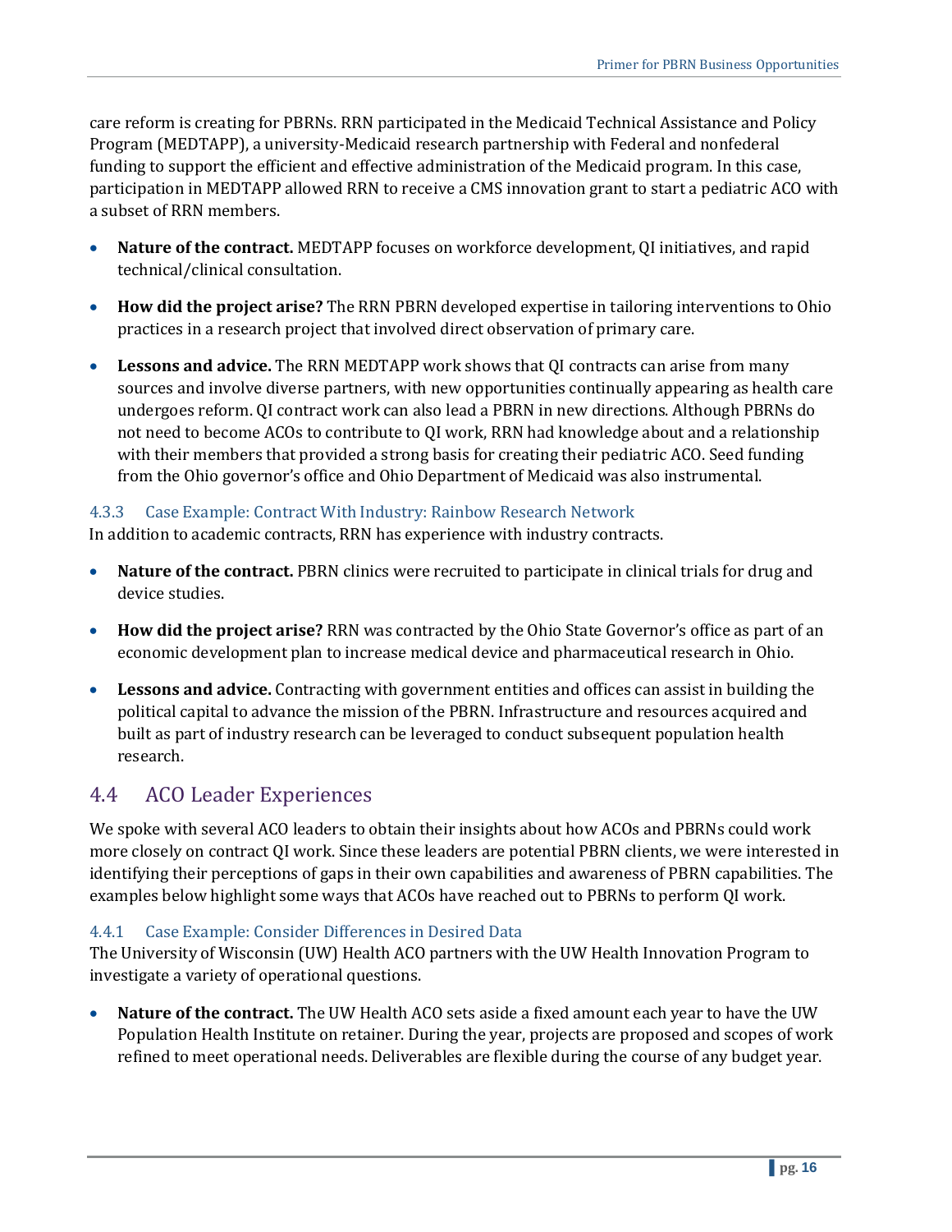care reform is creating for PBRNs. RRN participated in the Medicaid Technical Assistance and Policy Program (MEDTAPP), a university-Medicaid research partnership with Federal and nonfederal funding to support the efficient and effective administration of the Medicaid program. In this case, participation in MEDTAPP allowed RRN to receive a CMS innovation grant to start a pediatric ACO with a subset of RRN members.

- **Nature of the contract.** MEDTAPP focuses on workforce development, QI initiatives, and rapid technical/clinical consultation.
- **How did the project arise?** The RRN PBRN developed expertise in tailoring interventions to Ohio practices in a research project that involved direct observation of primary care.
- **Lessons and advice.** The RRN MEDTAPP work shows that QI contracts can arise from many sources and involve diverse partners, with new opportunities continually appearing as health care undergoes reform. QI contract work can also lead a PBRN in new directions. Although PBRNs do not need to become ACOs to contribute to QI work, RRN had knowledge about and a relationship with their members that provided a strong basis for creating their pediatric ACO. Seed funding from the Ohio governor's office and Ohio Department of Medicaid was also instrumental.

### 4.3.3 Case Example: Contract With Industry: Rainbow Research Network

In addition to academic contracts, RRN has experience with industry contracts.

- **Nature of the contract.** PBRN clinics were recruited to participate in clinical trials for drug and device studies.
- **How did the project arise?** RRN was contracted by the Ohio State Governor's office as part of an economic development plan to increase medical device and pharmaceutical research in Ohio.
- **Lessons and advice.** Contracting with government entities and offices can assist in building the political capital to advance the mission of the PBRN. Infrastructure and resources acquired and built as part of industry research can be leveraged to conduct subsequent population health research.

## 4.4 ACO Leader Experiences

We spoke with several ACO leaders to obtain their insights about how ACOs and PBRNs could work more closely on contract QI work. Since these leaders are potential PBRN clients, we were interested in identifying their perceptions of gaps in their own capabilities and awareness of PBRN capabilities. The examples below highlight some ways that ACOs have reached out to PBRNs to perform QI work.

### 4.4.1 Case Example: Consider Differences in Desired Data

The University of Wisconsin (UW) Health ACO partners with the UW Health Innovation Program to investigate a variety of operational questions.

- **Nature of the contract.** The UW Health ACO sets aside a fixed amount each year to have the UW Population Health Institute on retainer. During the year, projects are proposed and scopes of work refined to meet operational needs. Deliverables are flexible during the course of any budget year.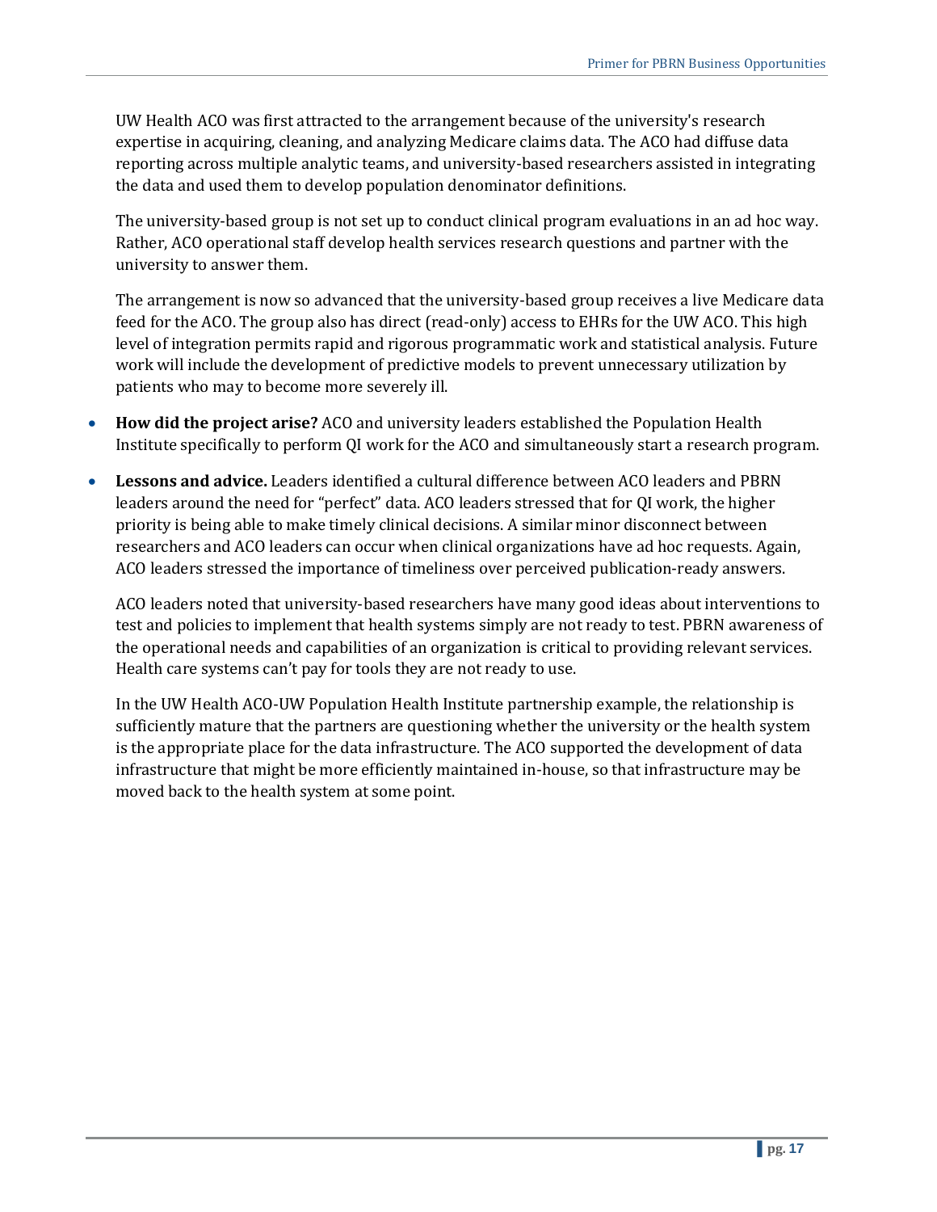UW Health ACO was first attracted to the arrangement because of the university's research expertise in acquiring, cleaning, and analyzing Medicare claims data. The ACO had diffuse data reporting across multiple analytic teams, and university-based researchers assisted in integrating the data and used them to develop population denominator definitions.

The university-based group is not set up to conduct clinical program evaluations in an ad hoc way. Rather, ACO operational staff develop health services research questions and partner with the university to answer them.

The arrangement is now so advanced that the university-based group receives a live Medicare data feed for the ACO. The group also has direct (read-only) access to EHRs for the UW ACO. This high level of integration permits rapid and rigorous programmatic work and statistical analysis. Future work will include the development of predictive models to prevent unnecessary utilization by patients who may to become more severely ill.

- **How did the project arise?** ACO and university leaders established the Population Health Institute specifically to perform QI work for the ACO and simultaneously start a research program.
- **Lessons and advice.** Leaders identified a cultural difference between ACO leaders and PBRN leaders around the need for "perfect" data. ACO leaders stressed that for QI work, the higher priority is being able to make timely clinical decisions. A similar minor disconnect between researchers and ACO leaders can occur when clinical organizations have ad hoc requests. Again, ACO leaders stressed the importance of timeliness over perceived publication-ready answers.

  ACO leaders noted that university-based researchers have many good ideas about interventions to test and policies to implement that health systems simply are not ready to test. PBRN awareness of the operational needs and capabilities of an organization is critical to providing relevant services. Health care systems can't pay for tools they are not ready to use.

  In the UW Health ACO-UW Population Health Institute partnership example, the relationship is sufficiently mature that the partners are questioning whether the university or the health system is the appropriate place for the data infrastructure. The ACO supported the development of data infrastructure that might be more efficiently maintained in-house, so that infrastructure may be moved back to the health system at some point.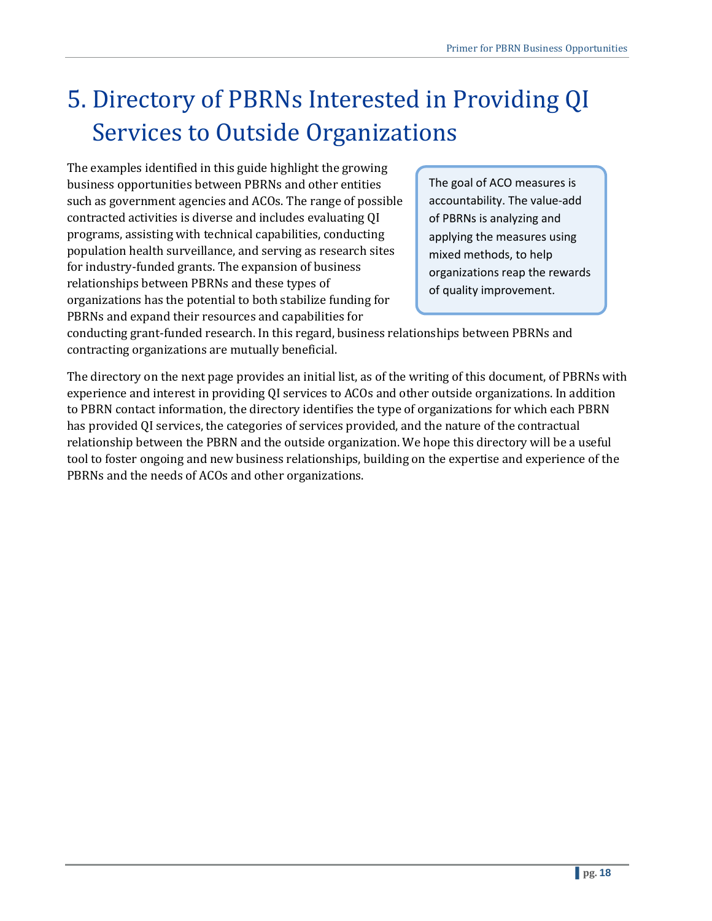# 5. Directory of PBRNs Interested in Providing QI Services to Outside Organizations

The examples identified in this guide highlight the growing business opportunities between PBRNs and other entities such as government agencies and ACOs. The range of possible contracted activities is diverse and includes evaluating QI programs, assisting with technical capabilities, conducting population health surveillance, and serving as research sites for industry-funded grants. The expansion of business relationships between PBRNs and these types of organizations has the potential to both stabilize funding for PBRNs and expand their resources and capabilities for conducting grant-funded research. In this regard, business relationships between PBRNs and contracting organizations are mutually beneficial.

> The goal of ACO measures is accountability. The value-add of PBRNs is analyzing and applying the measures using mixed methods, to help organizations reap the rewards of quality improvement.

The directory on the next page provides an initial list, as of the writing of this document, of PBRNs with experience and interest in providing QI services to ACOs and other outside organizations. In addition to PBRN contact information, the directory identifies the type of organizations for which each PBRN has provided QI services, the categories of services provided, and the nature of the contractual relationship between the PBRN and the outside organization. We hope this directory will be a useful tool to foster ongoing and new business relationships, building on the expertise and experience of the PBRNs and the needs of ACOs and other organizations.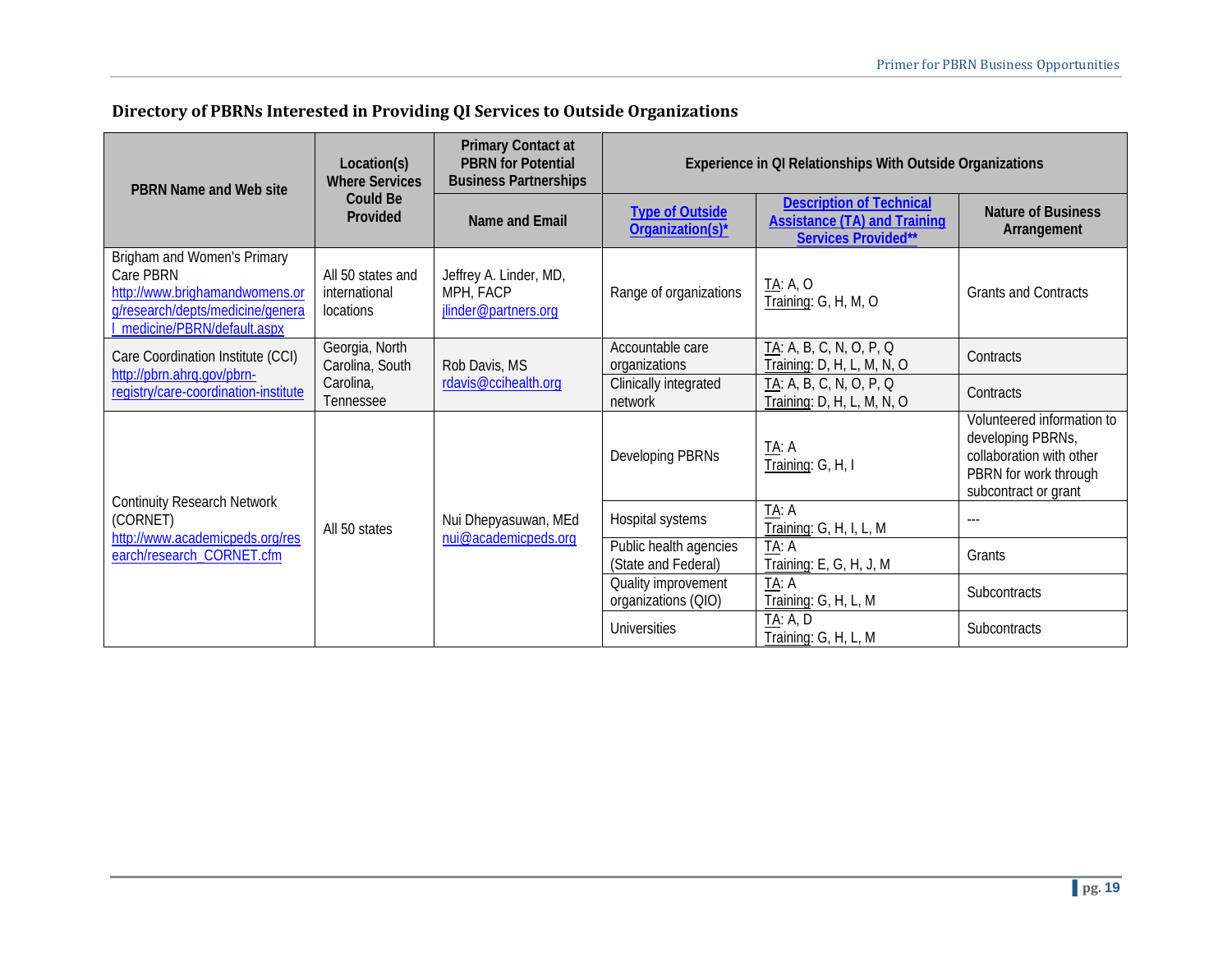## Directory of PBRNs Interested in Providing QI Services to Outside Organizations

| PBRN Name and Web site | Location(s) Where Services Could Be Provided | Primary Contact at PBRN for Potential Business Partnerships | Experience in QI Relationships With Outside Organizations | | |
|---|---|---|---|---|---|
| | | Name and Email | Type of Outside Organization(s)* | Description of Technical Assistance (TA) and Training Services Provided** | Nature of Business Arrangement |
| Brigham and Women's Primary Care PBRN http://www.brighamandwomens.org/research/depts/medicine/general_medicine/PBRN/default.aspx | All 50 states and international locations | Jeffrey A. Linder, MD, MPH, FACP jlinder@partners.org | Range of organizations | TA: A, O<br>Training: G, H, M, O | Grants and Contracts |
| Care Coordination Institute (CCI) http://pbrn.ahrq.gov/pbrn-registry/care-coordination-institute | Georgia, North Carolina, South Carolina, Tennessee | Rob Davis, MS rdavis@ccihealth.org | Accountable care organizations | TA: A, B, C, N, O, P, Q<br>Training: D, H, L, M, N, O | Contracts |
| | | | Clinically integrated network | TA: A, B, C, N, O, P, Q<br>Training: D, H, L, M, N, O | Contracts |
| Continuity Research Network (CORNET) http://www.academicpeds.org/research/research_CORNET.cfm | All 50 states | Nui Dhepyasuwan, MEd nui@academicpeds.org | Developing PBRNs | TA: A<br>Training: G, H, I | Volunteered information to developing PBRNs, collaboration with other PBRN for work through subcontract or grant |
| | | | Hospital systems | TA: A<br>Training: G, H, I, L, M | --- |
| | | | Public health agencies (State and Federal) | TA: A<br>Training: E, G, H, J, M | Grants |
| | | | Quality improvement organizations (QIO) | TA: A<br>Training: G, H, L, M | Subcontracts |
| | | | Universities | TA: A, D<br>Training: G, H, L, M | Subcontracts |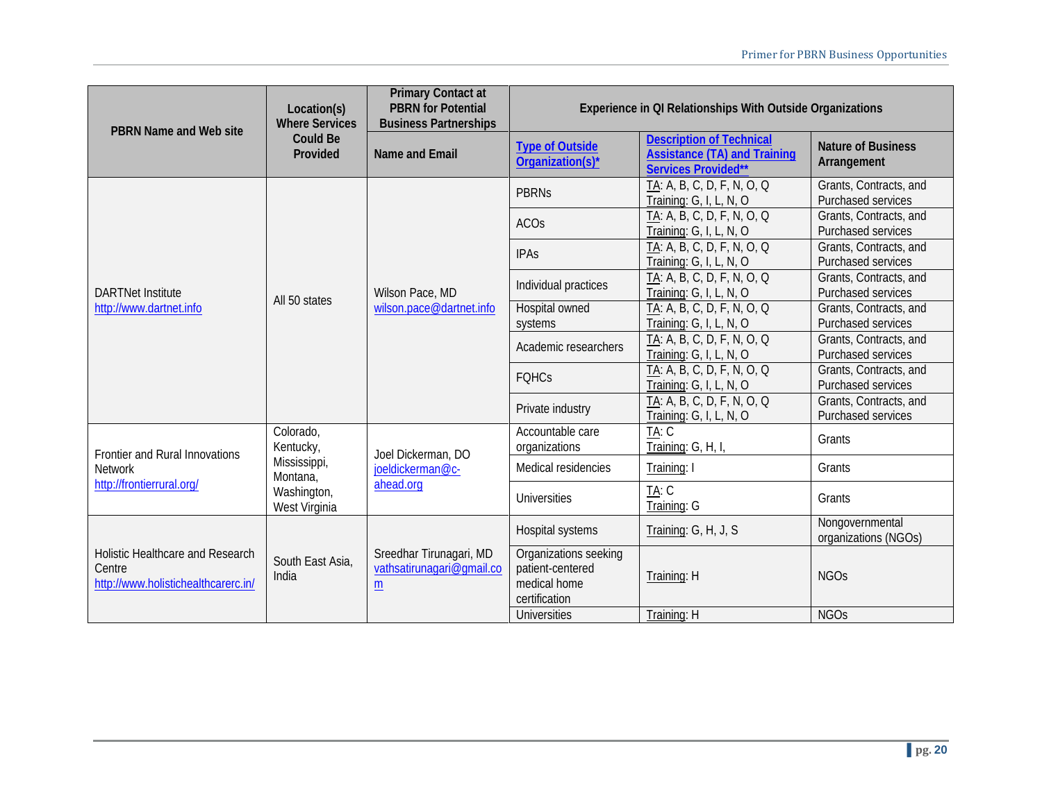| PBRN Name and Web site | Location(s) Where Services Could Be Provided | Primary Contact at PBRN for Potential Business Partnerships | Experience in QI Relationships With Outside Organizations | | |
|---|---|---|---|---|---|
| | | Name and Email | Type of Outside Organization(s)* | Description of Technical Assistance (TA) and Training Services Provided** | Nature of Business Arrangement |
| DARTNet Institute http://www.dartnet.info | All 50 states | Wilson Pace, MD wilson.pace@dartnet.info | PBRNs | TA: A, B, C, D, F, N, O, Q Training: G, I, L, N, O | Grants, Contracts, and Purchased services |
| | | | ACOs | TA: A, B, C, D, F, N, O, Q Training: G, I, L, N, O | Grants, Contracts, and Purchased services |
| | | | IPAs | TA: A, B, C, D, F, N, O, Q Training: G, I, L, N, O | Grants, Contracts, and Purchased services |
| | | | Individual practices | TA: A, B, C, D, F, N, O, Q Training: G, I, L, N, O | Grants, Contracts, and Purchased services |
| | | | Hospital owned systems | TA: A, B, C, D, F, N, O, Q Training: G, I, L, N, O | Grants, Contracts, and Purchased services |
| | | | Academic researchers | TA: A, B, C, D, F, N, O, Q Training: G, I, L, N, O | Grants, Contracts, and Purchased services |
| | | | FQHCs | TA: A, B, C, D, F, N, O, Q Training: G, I, L, N, O | Grants, Contracts, and Purchased services |
| | | | Private industry | TA: A, B, C, D, F, N, O, Q Training: G, I, L, N, O | Grants, Contracts, and Purchased services |
| Frontier and Rural Innovations Network http://frontierrural.org/ | Colorado, Kentucky, Mississippi, Montana, Washington, West Virginia | Joel Dickerman, DO joeldickerman@c-ahead.org | Accountable care organizations | TA: C Training: G, H, I, | Grants |
| | | | Medical residencies | Training: I | Grants |
| | | | Universities | TA: C Training: G | Grants |
| Holistic Healthcare and Research Centre http://www.holistichealthcarerc.in/ | South East Asia, India | Sreedhar Tirunagari, MD vathsatirunagari@gmail.com | Hospital systems | Training: G, H, J, S | Nongovernmental organizations (NGOs) |
| | | | Organizations seeking patient-centered medical home certification | Training: H | NGOs |
| | | | Universities | Training: H | NGOs |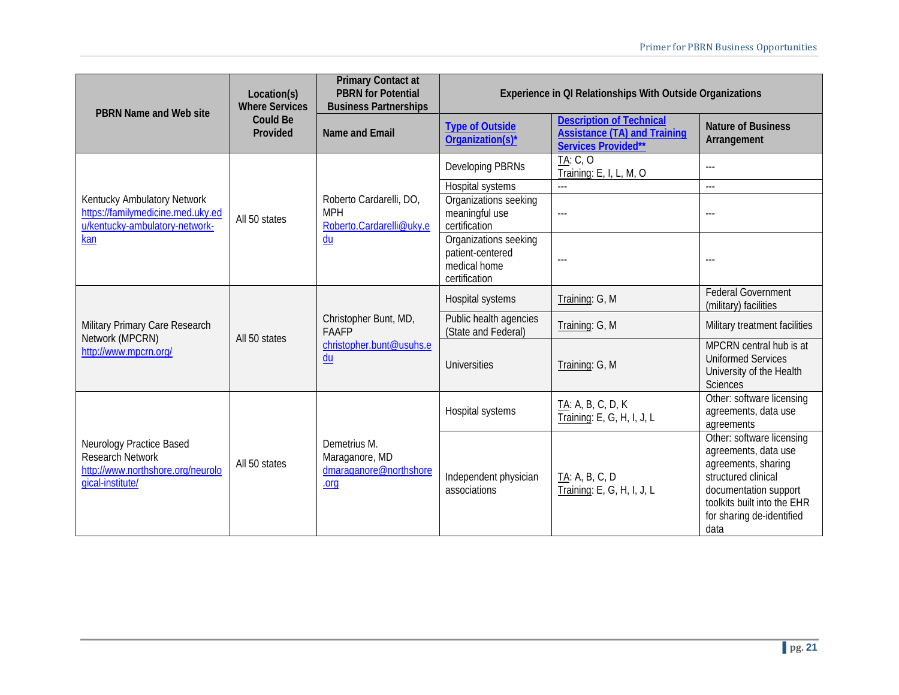| PBRN Name and Web site | Location(s) Where Services Could Be Provided | Primary Contact at PBRN for Potential Business Partnerships | Experience in QI Relationships With Outside Organizations | | |
|---|---|---|---|---|---|
| | | Name and Email | Type of Outside Organization(s)* | Description of Technical Assistance (TA) and Training Services Provided** | Nature of Business Arrangement |
| Kentucky Ambulatory Network https://familymedicine.med.uky.edu/kentucky-ambulatory-network-kan | All 50 states | Roberto Cardarelli, DO, MPH Roberto.Cardarelli@uky.edu | Developing PBRNs | TA: C, O<br>Training: E, I, L, M, O | --- |
| | | | Hospital systems | --- | --- |
| | | | Organizations seeking meaningful use certification | --- | --- |
| | | | Organizations seeking patient-centered medical home certification | --- | --- |
| Military Primary Care Research Network (MPCRN) http://www.mpcrn.org/ | All 50 states | Christopher Bunt, MD, FAAFP christopher.bunt@usuhs.edu | Hospital systems | Training: G, M | Federal Government (military) facilities |
| | | | Public health agencies (State and Federal) | Training: G, M | Military treatment facilities |
| | | | Universities | Training: G, M | MPCRN central hub is at Uniformed Services University of the Health Sciences |
| Neurology Practice Based Research Network http://www.northshore.org/neurological-institute/ | All 50 states | Demetrius M. Maraganore, MD dmaraganore@northshore.org | Hospital systems | TA: A, B, C, D, K<br>Training: E, G, H, I, J, L | Other: software licensing agreements, data use agreements |
| | | | Independent physician associations | TA: A, B, C, D<br>Training: E, G, H, I, J, L | Other: software licensing agreements, data use agreements, sharing structured clinical documentation support toolkits built into the EHR for sharing de-identified data |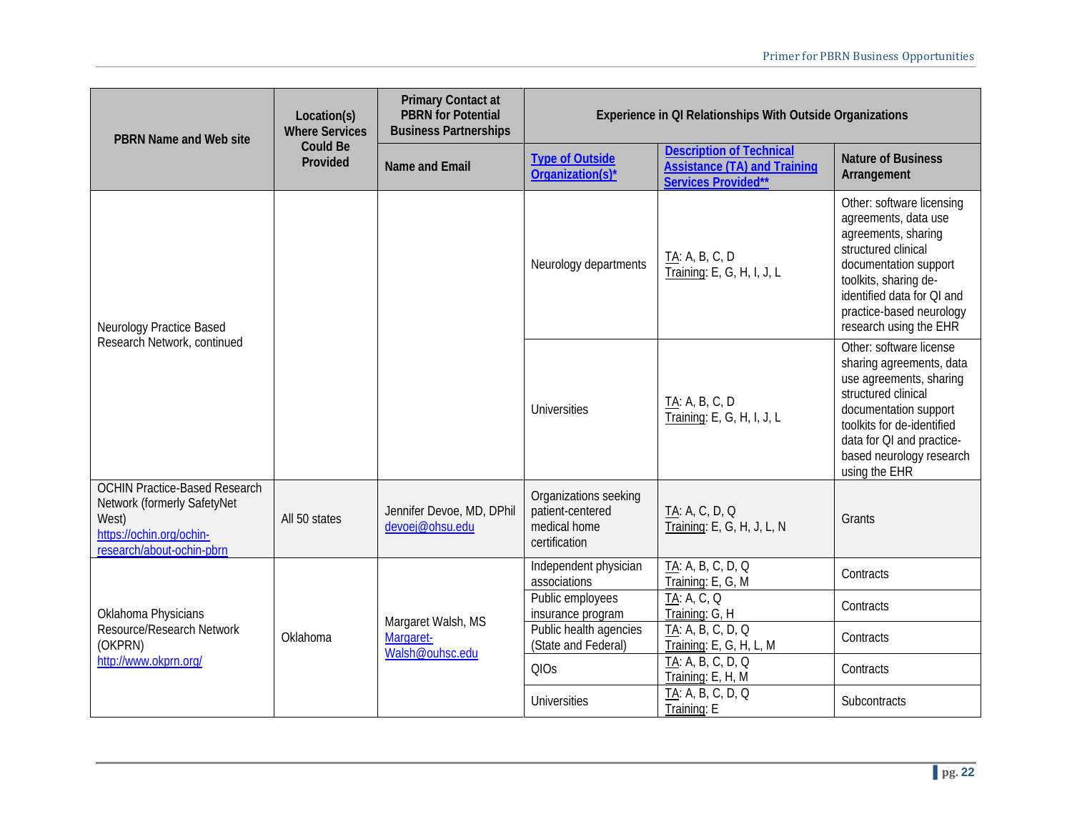| PBRN Name and Web site | Location(s) Where Services Could Be Provided | Primary Contact at PBRN for Potential Business Partnerships | Experience in QI Relationships With Outside Organizations | | |
|---|---|---|---|---|---|
| | | Name and Email | Type of Outside Organization(s)* | Description of Technical Assistance (TA) and Training Services Provided** | Nature of Business Arrangement |
| Neurology Practice Based Research Network, continued | | | Neurology departments | TA: A, B, C, D<br>Training: E, G, H, I, J, L | Other: software licensing agreements, data use agreements, sharing structured clinical documentation support toolkits, sharing de-identified data for QI and practice-based neurology research using the EHR |
| | | | Universities | TA: A, B, C, D<br>Training: E, G, H, I, J, L | Other: software license sharing agreements, data use agreements, sharing structured clinical documentation support toolkits for de-identified data for QI and practice-based neurology research using the EHR |
| OCHIN Practice-Based Research Network (formerly SafetyNet West)<br>https://ochin.org/ochin-research/about-ochin-pbrn | All 50 states | Jennifer Devoe, MD, DPhil<br>devoej@ohsu.edu | Organizations seeking patient-centered medical home certification | TA: A, C, D, Q<br>Training: E, G, H, J, L, N | Grants |
| Oklahoma Physicians Resource/Research Network (OKPRN)<br>http://www.okprn.org/ | Oklahoma | Margaret Walsh, MS<br>Margaret-Walsh@ouhsc.edu | Independent physician associations | TA: A, B, C, D, Q<br>Training: E, G, M | Contracts |
| | | | Public employees insurance program | TA: A, C, Q<br>Training: G, H | Contracts |
| | | | Public health agencies (State and Federal) | TA: A, B, C, D, Q<br>Training: E, G, H, L, M | Contracts |
| | | | QIOs | TA: A, B, C, D, Q<br>Training: E, H, M | Contracts |
| | | | Universities | TA: A, B, C, D, Q<br>Training: E | Subcontracts |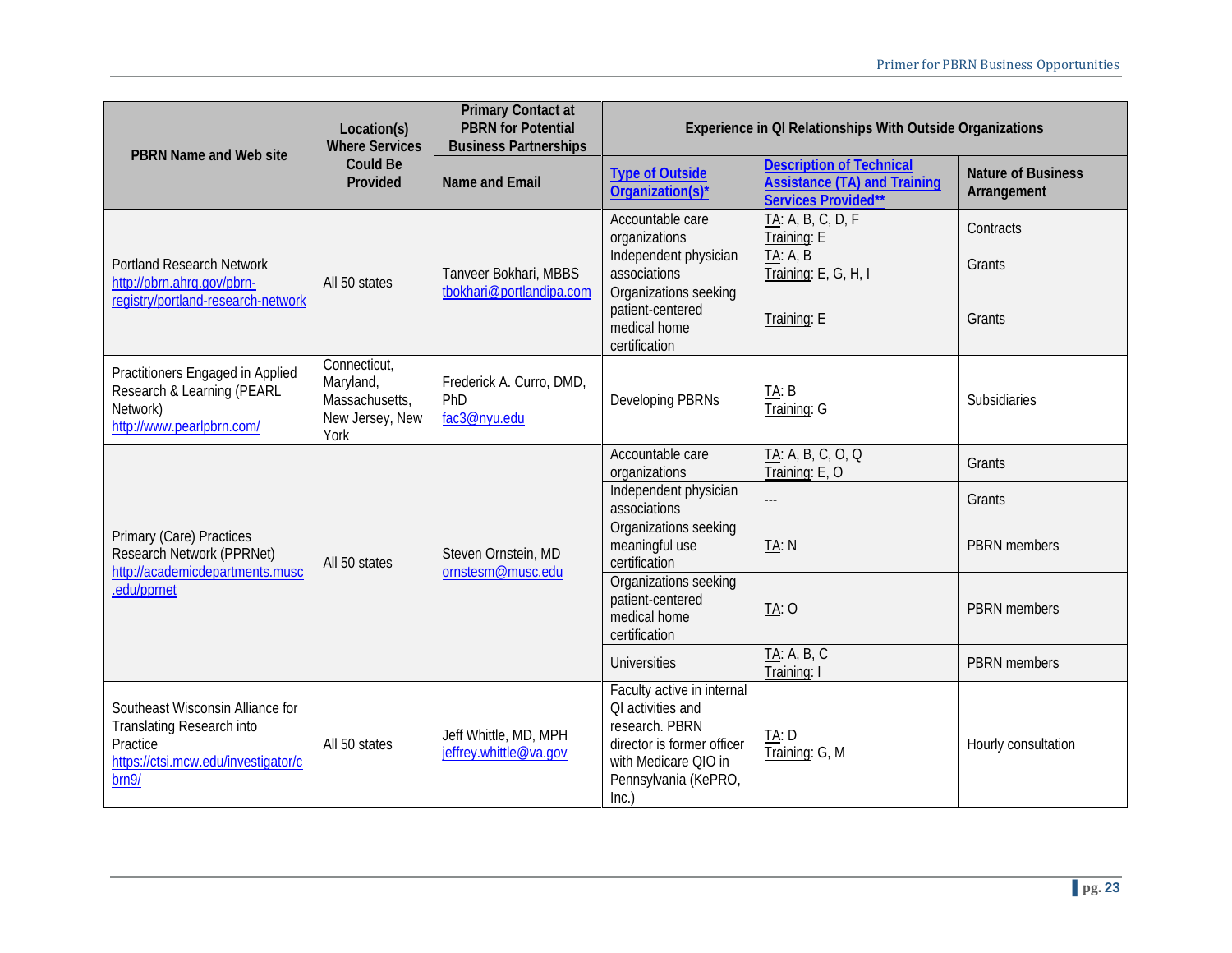| PBRN Name and Web site | Location(s) Where Services Could Be Provided | Primary Contact at PBRN for Potential Business Partnerships | Experience in QI Relationships With Outside Organizations | | |
|---|---|---|---|---|---|
| | | Name and Email | Type of Outside Organization(s)* | Description of Technical Assistance (TA) and Training Services Provided** | Nature of Business Arrangement |
| Portland Research Network http://pbrn.ahrq.gov/pbrn-registry/portland-research-network | All 50 states | Tanveer Bokhari, MBBS tbokhari@portlandipa.com | Accountable care organizations | TA: A, B, C, D, F<br>Training: E | Contracts |
| | | | Independent physician associations | TA: A, B<br>Training: E, G, H, I | Grants |
| | | | Organizations seeking patient-centered medical home certification | Training: E | Grants |
| Practitioners Engaged in Applied Research & Learning (PEARL Network) http://www.pearlpbrn.com/ | Connecticut, Maryland, Massachusetts, New Jersey, New York | Frederick A. Curro, DMD, PhD fac3@nyu.edu | Developing PBRNs | TA: B<br>Training: G | Subsidiaries |
| Primary (Care) Practices Research Network (PPRNet) http://academicdepartments.musc.edu/pprnet | All 50 states | Steven Ornstein, MD ornstesm@musc.edu | Accountable care organizations | TA: A, B, C, O, Q<br>Training: E, O | Grants |
| | | | Independent physician associations | --- | Grants |
| | | | Organizations seeking meaningful use certification | TA: N | PBRN members |
| | | | Organizations seeking patient-centered medical home certification | TA: O | PBRN members |
| | | | Universities | TA: A, B, C<br>Training: I | PBRN members |
| Southeast Wisconsin Alliance for Translating Research into Practice https://ctsi.mcw.edu/investigator/cbrn9/ | All 50 states | Jeff Whittle, MD, MPH jeffrey.whittle@va.gov | Faculty active in internal QI activities and research. PBRN director is former officer with Medicare QIO in Pennsylvania (KePRO, Inc.) | TA: D<br>Training: G, M | Hourly consultation |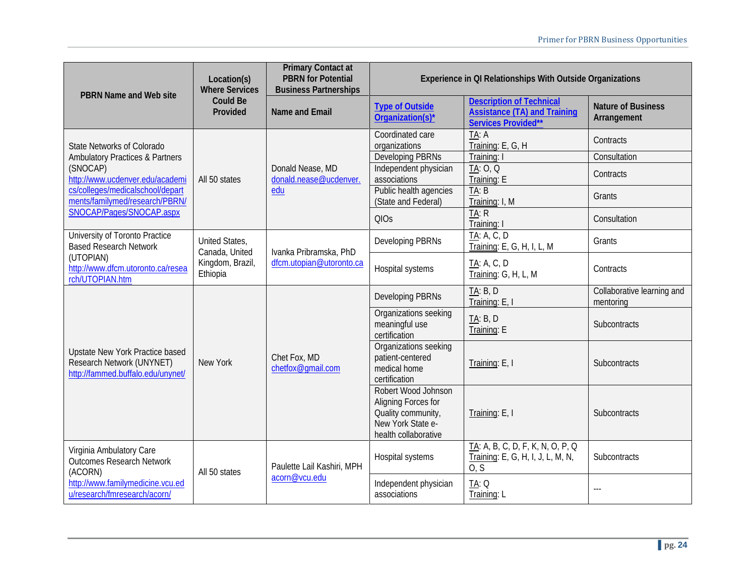| PBRN Name and Web site | Location(s) Where Services Could Be Provided | Primary Contact at PBRN for Potential Business Partnerships | Experience in QI Relationships With Outside Organizations | | |
|---|---|---|---|---|---|
| | | Name and Email | Type of Outside Organization(s)* | Description of Technical Assistance (TA) and Training Services Provided** | Nature of Business Arrangement |
| State Networks of Colorado Ambulatory Practices & Partners (SNOCAP) http://www.ucdenver.edu/academics/colleges/medicalschool/departments/familymed/research/PBRN/SNOCAP/Pages/SNOCAP.aspx | All 50 states | Donald Nease, MD donald.nease@ucdenver.edu | Coordinated care organizations | TA: A Training: E, G, H | Contracts |
| | | | Developing PBRNs | Training: I | Consultation |
| | | | Independent physician associations | TA: O, Q Training: E | Contracts |
| | | | Public health agencies (State and Federal) | TA: B Training: I, M | Grants |
| | | | QIOs | TA: R Training: I | Consultation |
| University of Toronto Practice Based Research Network (UTOPIAN) http://www.dfcm.utoronto.ca/research/UTOPIAN.htm | United States, Canada, United Kingdom, Brazil, Ethiopia | Ivanka Pribramska, PhD dfcm.utopian@utoronto.ca | Developing PBRNs | TA: A, C, D Training: E, G, H, I, L, M | Grants |
| | | | Hospital systems | TA: A, C, D Training: G, H, L, M | Contracts |
| Upstate New York Practice based Research Network (UNYNET) http://fammed.buffalo.edu/unynet/ | New York | Chet Fox, MD chetfox@gmail.com | Developing PBRNs | TA: B, D Training: E, I | Collaborative learning and mentoring |
| | | | Organizations seeking meaningful use certification | TA: B, D Training: E | Subcontracts |
| | | | Organizations seeking patient-centered medical home certification | Training: E, I | Subcontracts |
| | | | Robert Wood Johnson Aligning Forces for Quality community, New York State e-health collaborative | Training: E, I | Subcontracts |
| Virginia Ambulatory Care Outcomes Research Network (ACORN) http://www.familymedicine.vcu.edu/research/fmresearch/acorn/ | All 50 states | Paulette Lail Kashiri, MPH acorn@vcu.edu | Hospital systems | TA: A, B, C, D, F, K, N, O, P, Q Training: E, G, H, I, J, L, M, N, O, S | Subcontracts |
| | | | Independent physician associations | TA: Q Training: L | --- |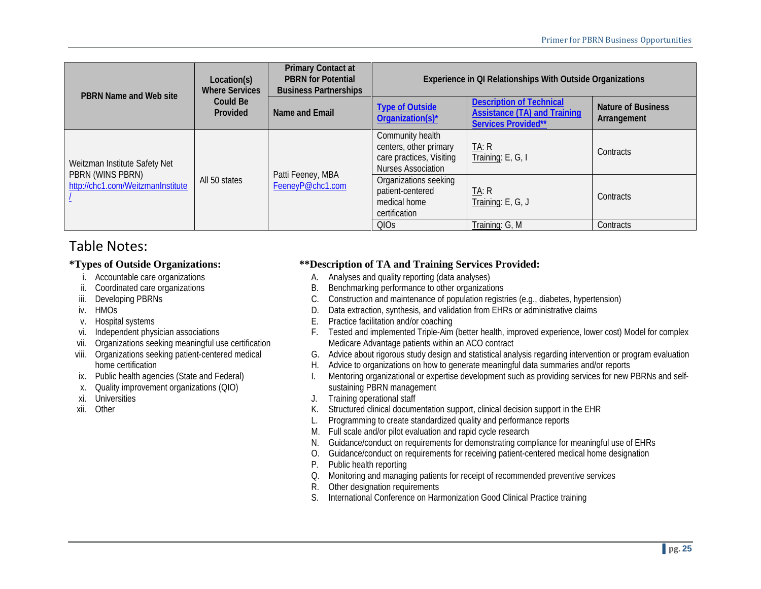| PBRN Name and Web site | Location(s) Where Services Could Be Provided | Primary Contact at PBRN for Potential Business Partnerships | Experience in QI Relationships With Outside Organizations | | |
|---|---|---|---|---|---|
| | | Name and Email | Type of Outside Organization(s)* | Description of Technical Assistance (TA) and Training Services Provided** | Nature of Business Arrangement |
| Weitzman Institute Safety Net PBRN (WINS PBRN) http://chc1.com/WeitzmanInstitute/ | All 50 states | Patti Feeney, MBA FeeneyP@chc1.com | Community health centers, other primary care practices, Visiting Nurses Association | TA: R<br>Training: E, G, I | Contracts |
| | | | Organizations seeking patient-centered medical home certification | TA: R<br>Training: E, G, J | Contracts |
| | | | QIOs | Training: G, M | Contracts |

# Table Notes:

**\*Types of Outside Organizations:**

i. Accountable care organizations
ii. Coordinated care organizations
iii. Developing PBRNs
iv. HMOs
v. Hospital systems
vi. Independent physician associations
vii. Organizations seeking meaningful use certification
viii. Organizations seeking patient-centered medical home certification
ix. Public health agencies (State and Federal)
x. Quality improvement organizations (QIO)
xi. Universities
xii. Other

**\*\*Description of TA and Training Services Provided:**

A. Analyses and quality reporting (data analyses)
B. Benchmarking performance to other organizations
C. Construction and maintenance of population registries (e.g., diabetes, hypertension)
D. Data extraction, synthesis, and validation from EHRs or administrative claims
E. Practice facilitation and/or coaching
F. Tested and implemented Triple-Aim (better health, improved experience, lower cost) Model for complex Medicare Advantage patients within an ACO contract
G. Advice about rigorous study design and statistical analysis regarding intervention or program evaluation
H. Advice to organizations on how to generate meaningful data summaries and/or reports
I. Mentoring organizational or expertise development such as providing services for new PBRNs and self-sustaining PBRN management
J. Training operational staff
K. Structured clinical documentation support, clinical decision support in the EHR
L. Programming to create standardized quality and performance reports
M. Full scale and/or pilot evaluation and rapid cycle research
N. Guidance/conduct on requirements for demonstrating compliance for meaningful use of EHRs
O. Guidance/conduct on requirements for receiving patient-centered medical home designation
P. Public health reporting
Q. Monitoring and managing patients for receipt of recommended preventive services
R. Other designation requirements
S. International Conference on Harmonization Good Clinical Practice training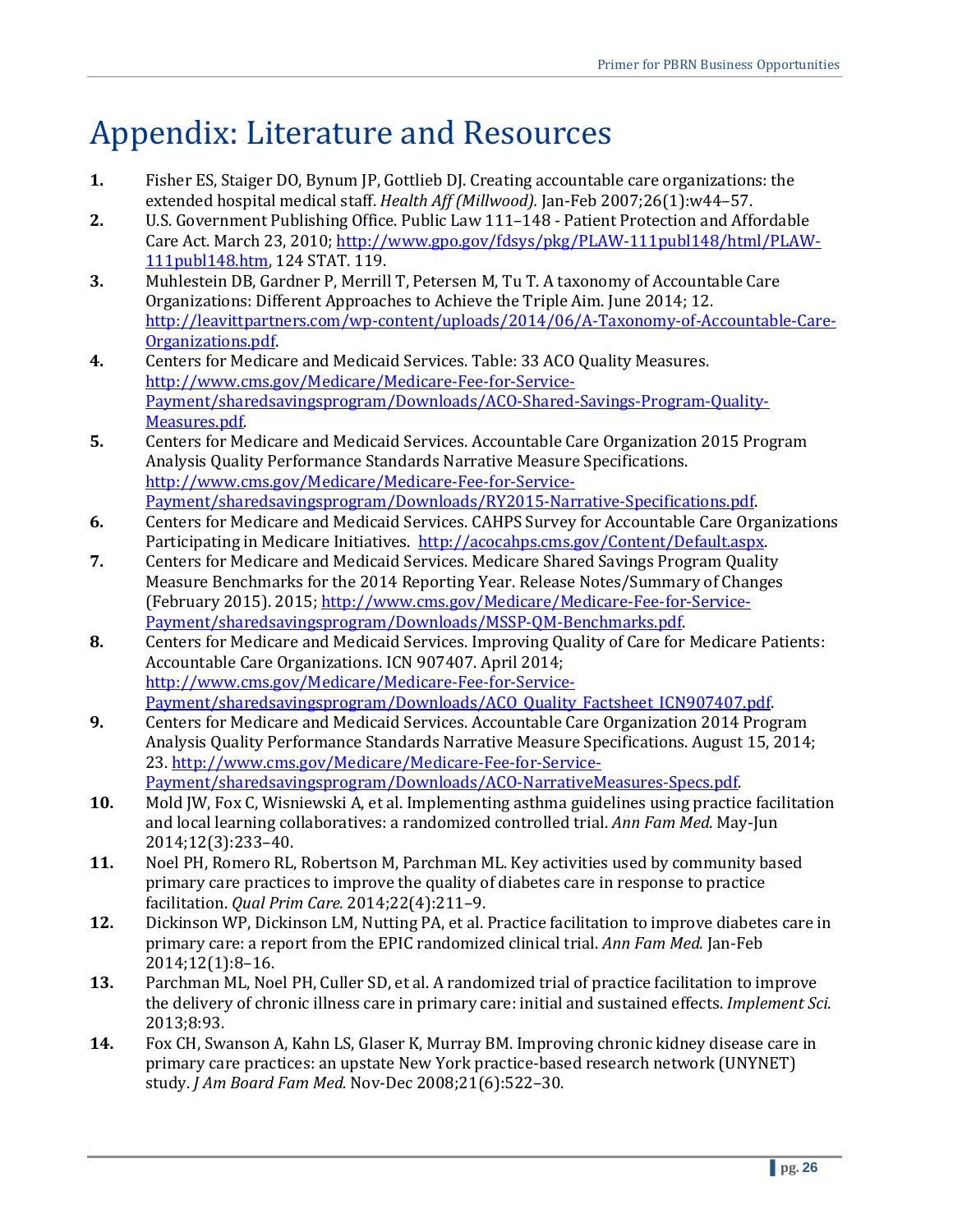# Appendix: Literature and Resources

1. Fisher ES, Staiger DO, Bynum JP, Gottlieb DJ. Creating accountable care organizations: the extended hospital medical staff. *Health Aff (Millwood).* Jan-Feb 2007;26(1):w44–57.
2. U.S. Government Publishing Office. Public Law 111–148 - Patient Protection and Affordable Care Act. March 23, 2010; http://www.gpo.gov/fdsys/pkg/PLAW-111publ148/html/PLAW-111publ148.htm, 124 STAT. 119.
3. Muhlestein DB, Gardner P, Merrill T, Petersen M, Tu T. A taxonomy of Accountable Care Organizations: Different Approaches to Achieve the Triple Aim. June 2014; 12. http://leavittpartners.com/wp-content/uploads/2014/06/A-Taxonomy-of-Accountable-Care-Organizations.pdf.
4. Centers for Medicare and Medicaid Services. Table: 33 ACO Quality Measures. http://www.cms.gov/Medicare/Medicare-Fee-for-Service-Payment/sharedsavingsprogram/Downloads/ACO-Shared-Savings-Program-Quality-Measures.pdf.
5. Centers for Medicare and Medicaid Services. Accountable Care Organization 2015 Program Analysis Quality Performance Standards Narrative Measure Specifications. http://www.cms.gov/Medicare/Medicare-Fee-for-Service-Payment/sharedsavingsprogram/Downloads/RY2015-Narrative-Specifications.pdf.
6. Centers for Medicare and Medicaid Services. CAHPS Survey for Accountable Care Organizations Participating in Medicare Initiatives. http://acocahps.cms.gov/Content/Default.aspx.
7. Centers for Medicare and Medicaid Services. Medicare Shared Savings Program Quality Measure Benchmarks for the 2014 Reporting Year. Release Notes/Summary of Changes (February 2015). 2015; http://www.cms.gov/Medicare/Medicare-Fee-for-Service-Payment/sharedsavingsprogram/Downloads/MSSP-QM-Benchmarks.pdf.
8. Centers for Medicare and Medicaid Services. Improving Quality of Care for Medicare Patients: Accountable Care Organizations. ICN 907407. April 2014; http://www.cms.gov/Medicare/Medicare-Fee-for-Service-Payment/sharedsavingsprogram/Downloads/ACO_Quality_Factsheet_ICN907407.pdf.
9. Centers for Medicare and Medicaid Services. Accountable Care Organization 2014 Program Analysis Quality Performance Standards Narrative Measure Specifications. August 15, 2014; 23. http://www.cms.gov/Medicare/Medicare-Fee-for-Service-Payment/sharedsavingsprogram/Downloads/ACO-NarrativeMeasures-Specs.pdf.
10. Mold JW, Fox C, Wisniewski A, et al. Implementing asthma guidelines using practice facilitation and local learning collaboratives: a randomized controlled trial. *Ann Fam Med.* May-Jun 2014;12(3):233–40.
11. Noel PH, Romero RL, Robertson M, Parchman ML. Key activities used by community based primary care practices to improve the quality of diabetes care in response to practice facilitation. *Qual Prim Care.* 2014;22(4):211–9.
12. Dickinson WP, Dickinson LM, Nutting PA, et al. Practice facilitation to improve diabetes care in primary care: a report from the EPIC randomized clinical trial. *Ann Fam Med.* Jan-Feb 2014;12(1):8–16.
13. Parchman ML, Noel PH, Culler SD, et al. A randomized trial of practice facilitation to improve the delivery of chronic illness care in primary care: initial and sustained effects. *Implement Sci.* 2013;8:93.
14. Fox CH, Swanson A, Kahn LS, Glaser K, Murray BM. Improving chronic kidney disease care in primary care practices: an upstate New York practice-based research network (UNYNET) study. *J Am Board Fam Med.* Nov-Dec 2008;21(6):522–30.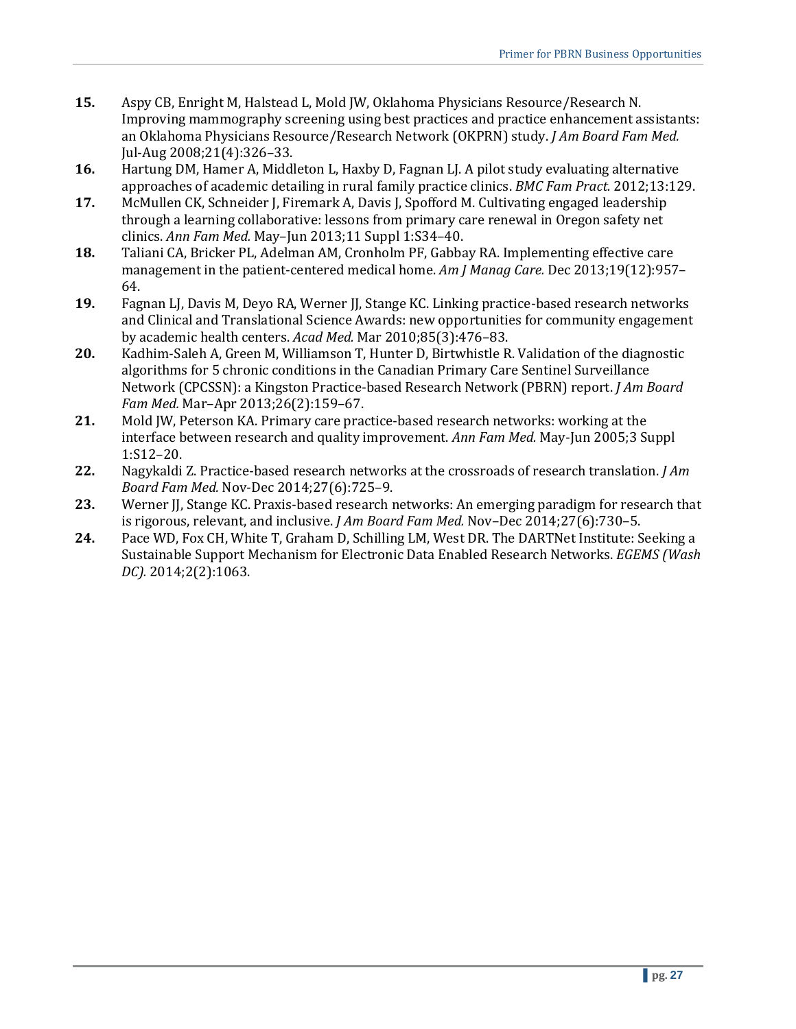**15.** Aspy CB, Enright M, Halstead L, Mold JW, Oklahoma Physicians Resource/Research N. Improving mammography screening using best practices and practice enhancement assistants: an Oklahoma Physicians Resource/Research Network (OKPRN) study. *J Am Board Fam Med.* Jul-Aug 2008;21(4):326–33.

**16.** Hartung DM, Hamer A, Middleton L, Haxby D, Fagnan LJ. A pilot study evaluating alternative approaches of academic detailing in rural family practice clinics. *BMC Fam Pract.* 2012;13:129.

**17.** McMullen CK, Schneider J, Firemark A, Davis J, Spofford M. Cultivating engaged leadership through a learning collaborative: lessons from primary care renewal in Oregon safety net clinics. *Ann Fam Med.* May–Jun 2013;11 Suppl 1:S34–40.

**18.** Taliani CA, Bricker PL, Adelman AM, Cronholm PF, Gabbay RA. Implementing effective care management in the patient-centered medical home. *Am J Manag Care.* Dec 2013;19(12):957–64.

**19.** Fagnan LJ, Davis M, Deyo RA, Werner JJ, Stange KC. Linking practice-based research networks and Clinical and Translational Science Awards: new opportunities for community engagement by academic health centers. *Acad Med.* Mar 2010;85(3):476–83.

**20.** Kadhim-Saleh A, Green M, Williamson T, Hunter D, Birtwhistle R. Validation of the diagnostic algorithms for 5 chronic conditions in the Canadian Primary Care Sentinel Surveillance Network (CPCSSN): a Kingston Practice-based Research Network (PBRN) report. *J Am Board Fam Med.* Mar–Apr 2013;26(2):159–67.

**21.** Mold JW, Peterson KA. Primary care practice-based research networks: working at the interface between research and quality improvement. *Ann Fam Med.* May-Jun 2005;3 Suppl 1:S12–20.

**22.** Nagykaldi Z. Practice-based research networks at the crossroads of research translation. *J Am Board Fam Med.* Nov-Dec 2014;27(6):725–9.

**23.** Werner JJ, Stange KC. Praxis-based research networks: An emerging paradigm for research that is rigorous, relevant, and inclusive. *J Am Board Fam Med.* Nov–Dec 2014;27(6):730–5.

**24.** Pace WD, Fox CH, White T, Graham D, Schilling LM, West DR. The DARTNet Institute: Seeking a Sustainable Support Mechanism for Electronic Data Enabled Research Networks. *EGEMS (Wash DC).* 2014;2(2):1063.